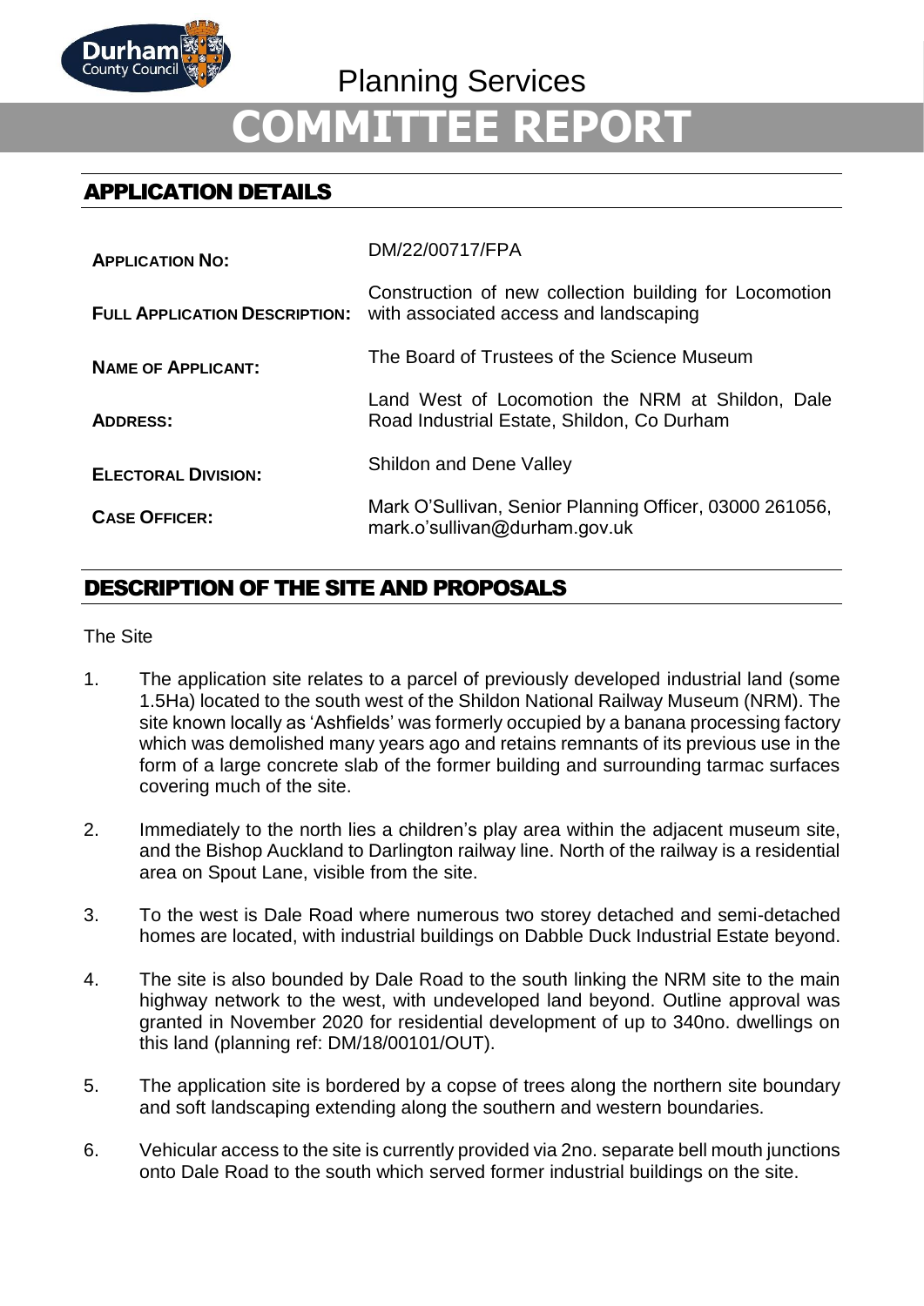Planning Services

# COMMITTEE REPORT

## APPLICATION DETAILS

| | |
|---|---|
| **APPLICATION NO:** | DM/22/00717/FPA |
| **FULL APPLICATION DESCRIPTION:** | Construction of new collection building for Locomotion with associated access and landscaping |
| **NAME OF APPLICANT:** | The Board of Trustees of the Science Museum |
| **ADDRESS:** | Land West of Locomotion the NRM at Shildon, Dale Road Industrial Estate, Shildon, Co Durham |
| **ELECTORAL DIVISION:** | Shildon and Dene Valley |
| **CASE OFFICER:** | Mark O'Sullivan, Senior Planning Officer, 03000 261056, mark.o'sullivan@durham.gov.uk |

## DESCRIPTION OF THE SITE AND PROPOSALS

The Site

1. The application site relates to a parcel of previously developed industrial land (some 1.5Ha) located to the south west of the Shildon National Railway Museum (NRM). The site known locally as 'Ashfields' was formerly occupied by a banana processing factory which was demolished many years ago and retains remnants of its previous use in the form of a large concrete slab of the former building and surrounding tarmac surfaces covering much of the site.

2. Immediately to the north lies a children's play area within the adjacent museum site, and the Bishop Auckland to Darlington railway line. North of the railway is a residential area on Spout Lane, visible from the site.

3. To the west is Dale Road where numerous two storey detached and semi-detached homes are located, with industrial buildings on Dabble Duck Industrial Estate beyond.

4. The site is also bounded by Dale Road to the south linking the NRM site to the main highway network to the west, with undeveloped land beyond. Outline approval was granted in November 2020 for residential development of up to 340no. dwellings on this land (planning ref: DM/18/00101/OUT).

5. The application site is bordered by a copse of trees along the northern site boundary and soft landscaping extending along the southern and western boundaries.

6. Vehicular access to the site is currently provided via 2no. separate bell mouth junctions onto Dale Road to the south which served former industrial buildings on the site.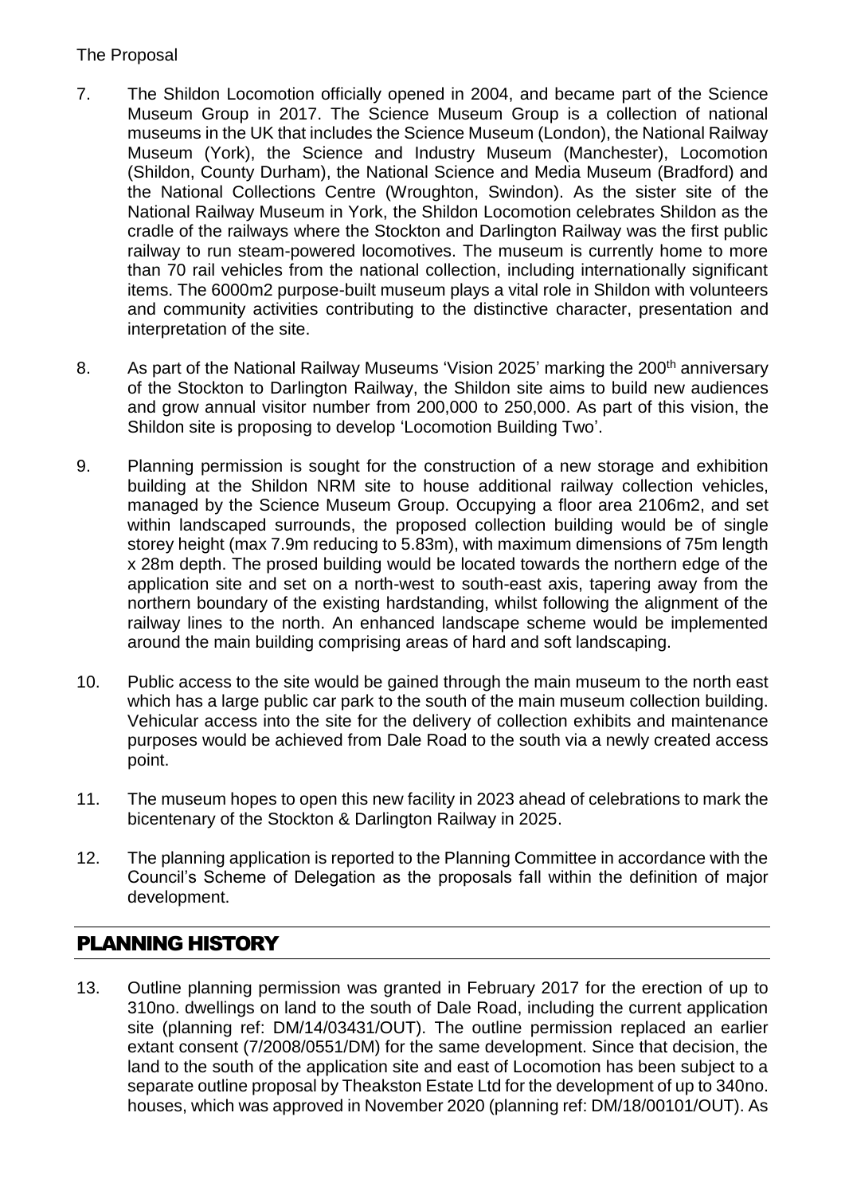The Proposal

7. The Shildon Locomotion officially opened in 2004, and became part of the Science Museum Group in 2017. The Science Museum Group is a collection of national museums in the UK that includes the Science Museum (London), the National Railway Museum (York), the Science and Industry Museum (Manchester), Locomotion (Shildon, County Durham), the National Science and Media Museum (Bradford) and the National Collections Centre (Wroughton, Swindon). As the sister site of the National Railway Museum in York, the Shildon Locomotion celebrates Shildon as the cradle of the railways where the Stockton and Darlington Railway was the first public railway to run steam-powered locomotives. The museum is currently home to more than 70 rail vehicles from the national collection, including internationally significant items. The 6000m2 purpose-built museum plays a vital role in Shildon with volunteers and community activities contributing to the distinctive character, presentation and interpretation of the site.

8. As part of the National Railway Museums 'Vision 2025' marking the 200th anniversary of the Stockton to Darlington Railway, the Shildon site aims to build new audiences and grow annual visitor number from 200,000 to 250,000. As part of this vision, the Shildon site is proposing to develop 'Locomotion Building Two'.

9. Planning permission is sought for the construction of a new storage and exhibition building at the Shildon NRM site to house additional railway collection vehicles, managed by the Science Museum Group. Occupying a floor area 2106m2, and set within landscaped surrounds, the proposed collection building would be of single storey height (max 7.9m reducing to 5.83m), with maximum dimensions of 75m length x 28m depth. The prosed building would be located towards the northern edge of the application site and set on a north-west to south-east axis, tapering away from the northern boundary of the existing hardstanding, whilst following the alignment of the railway lines to the north. An enhanced landscape scheme would be implemented around the main building comprising areas of hard and soft landscaping.

10. Public access to the site would be gained through the main museum to the north east which has a large public car park to the south of the main museum collection building. Vehicular access into the site for the delivery of collection exhibits and maintenance purposes would be achieved from Dale Road to the south via a newly created access point.

11. The museum hopes to open this new facility in 2023 ahead of celebrations to mark the bicentenary of the Stockton & Darlington Railway in 2025.

12. The planning application is reported to the Planning Committee in accordance with the Council's Scheme of Delegation as the proposals fall within the definition of major development.

## PLANNING HISTORY

13. Outline planning permission was granted in February 2017 for the erection of up to 310no. dwellings on land to the south of Dale Road, including the current application site (planning ref: DM/14/03431/OUT). The outline permission replaced an earlier extant consent (7/2008/0551/DM) for the same development. Since that decision, the land to the south of the application site and east of Locomotion has been subject to a separate outline proposal by Theakston Estate Ltd for the development of up to 340no. houses, which was approved in November 2020 (planning ref: DM/18/00101/OUT). As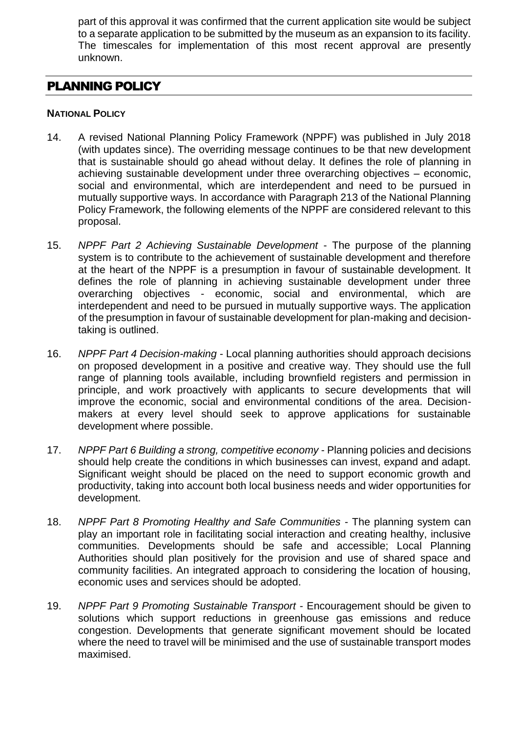part of this approval it was confirmed that the current application site would be subject to a separate application to be submitted by the museum as an expansion to its facility. The timescales for implementation of this most recent approval are presently unknown.

## PLANNING POLICY

### NATIONAL POLICY

14. A revised National Planning Policy Framework (NPPF) was published in July 2018 (with updates since). The overriding message continues to be that new development that is sustainable should go ahead without delay. It defines the role of planning in achieving sustainable development under three overarching objectives – economic, social and environmental, which are interdependent and need to be pursued in mutually supportive ways. In accordance with Paragraph 213 of the National Planning Policy Framework, the following elements of the NPPF are considered relevant to this proposal.

15. *NPPF Part 2 Achieving Sustainable Development* - The purpose of the planning system is to contribute to the achievement of sustainable development and therefore at the heart of the NPPF is a presumption in favour of sustainable development. It defines the role of planning in achieving sustainable development under three overarching objectives - economic, social and environmental, which are interdependent and need to be pursued in mutually supportive ways. The application of the presumption in favour of sustainable development for plan-making and decision-taking is outlined.

16. *NPPF Part 4 Decision-making* - Local planning authorities should approach decisions on proposed development in a positive and creative way. They should use the full range of planning tools available, including brownfield registers and permission in principle, and work proactively with applicants to secure developments that will improve the economic, social and environmental conditions of the area. Decision-makers at every level should seek to approve applications for sustainable development where possible.

17. *NPPF Part 6 Building a strong, competitive economy* - Planning policies and decisions should help create the conditions in which businesses can invest, expand and adapt. Significant weight should be placed on the need to support economic growth and productivity, taking into account both local business needs and wider opportunities for development.

18. *NPPF Part 8 Promoting Healthy and Safe Communities* - The planning system can play an important role in facilitating social interaction and creating healthy, inclusive communities. Developments should be safe and accessible; Local Planning Authorities should plan positively for the provision and use of shared space and community facilities. An integrated approach to considering the location of housing, economic uses and services should be adopted.

19. *NPPF Part 9 Promoting Sustainable Transport* - Encouragement should be given to solutions which support reductions in greenhouse gas emissions and reduce congestion. Developments that generate significant movement should be located where the need to travel will be minimised and the use of sustainable transport modes maximised.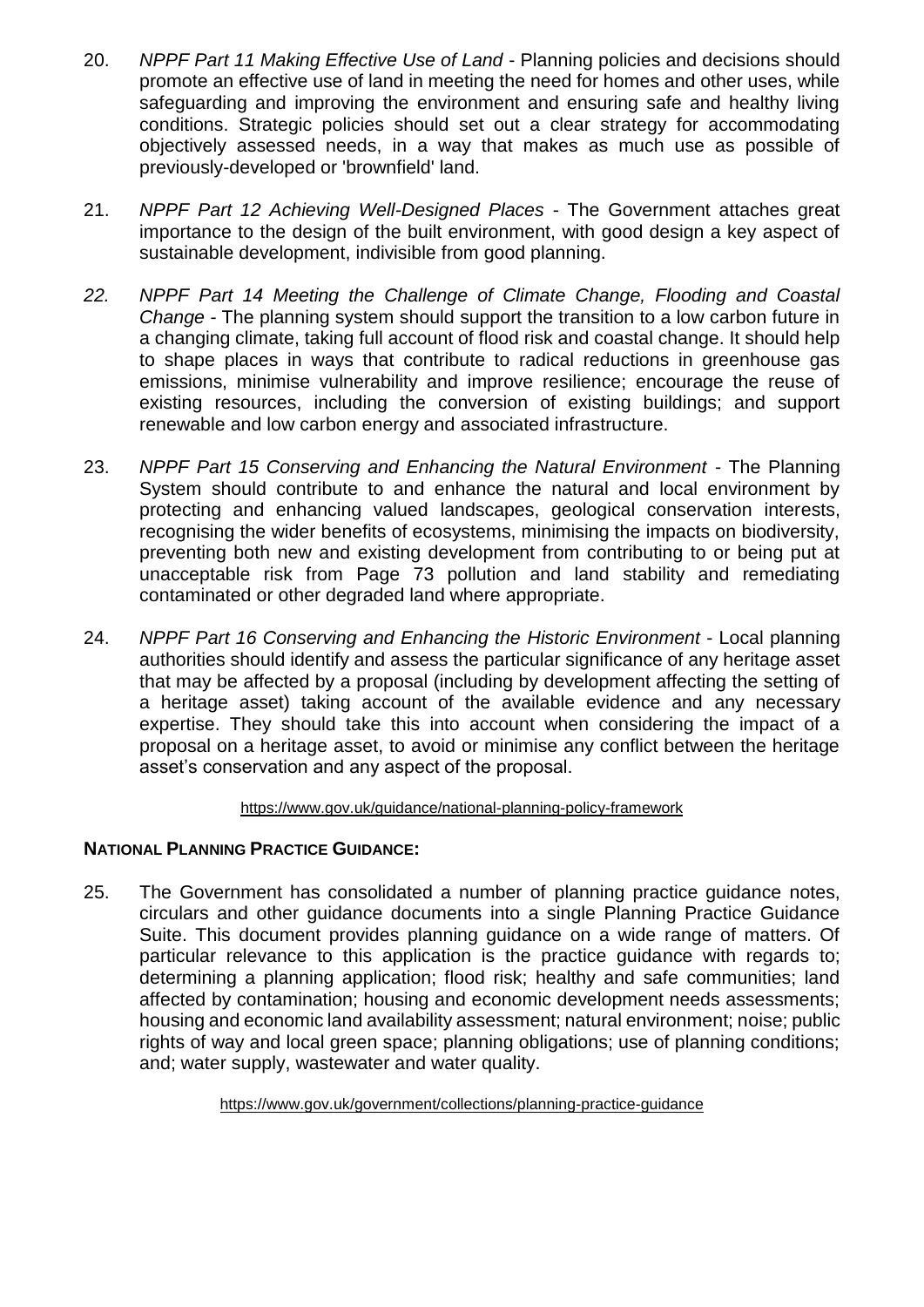20. *NPPF Part 11 Making Effective Use of Land* - Planning policies and decisions should promote an effective use of land in meeting the need for homes and other uses, while safeguarding and improving the environment and ensuring safe and healthy living conditions. Strategic policies should set out a clear strategy for accommodating objectively assessed needs, in a way that makes as much use as possible of previously-developed or 'brownfield' land.

21. *NPPF Part 12 Achieving Well-Designed Places* - The Government attaches great importance to the design of the built environment, with good design a key aspect of sustainable development, indivisible from good planning.

22. *NPPF Part 14 Meeting the Challenge of Climate Change, Flooding and Coastal Change* - The planning system should support the transition to a low carbon future in a changing climate, taking full account of flood risk and coastal change. It should help to shape places in ways that contribute to radical reductions in greenhouse gas emissions, minimise vulnerability and improve resilience; encourage the reuse of existing resources, including the conversion of existing buildings; and support renewable and low carbon energy and associated infrastructure.

23. *NPPF Part 15 Conserving and Enhancing the Natural Environment* - The Planning System should contribute to and enhance the natural and local environment by protecting and enhancing valued landscapes, geological conservation interests, recognising the wider benefits of ecosystems, minimising the impacts on biodiversity, preventing both new and existing development from contributing to or being put at unacceptable risk from Page 73 pollution and land stability and remediating contaminated or other degraded land where appropriate.

24. *NPPF Part 16 Conserving and Enhancing the Historic Environment* - Local planning authorities should identify and assess the particular significance of any heritage asset that may be affected by a proposal (including by development affecting the setting of a heritage asset) taking account of the available evidence and any necessary expertise. They should take this into account when considering the impact of a proposal on a heritage asset, to avoid or minimise any conflict between the heritage asset's conservation and any aspect of the proposal.

https://www.gov.uk/guidance/national-planning-policy-framework

**NATIONAL PLANNING PRACTICE GUIDANCE:**

25. The Government has consolidated a number of planning practice guidance notes, circulars and other guidance documents into a single Planning Practice Guidance Suite. This document provides planning guidance on a wide range of matters. Of particular relevance to this application is the practice guidance with regards to; determining a planning application; flood risk; healthy and safe communities; land affected by contamination; housing and economic development needs assessments; housing and economic land availability assessment; natural environment; noise; public rights of way and local green space; planning obligations; use of planning conditions; and; water supply, wastewater and water quality.

https://www.gov.uk/government/collections/planning-practice-guidance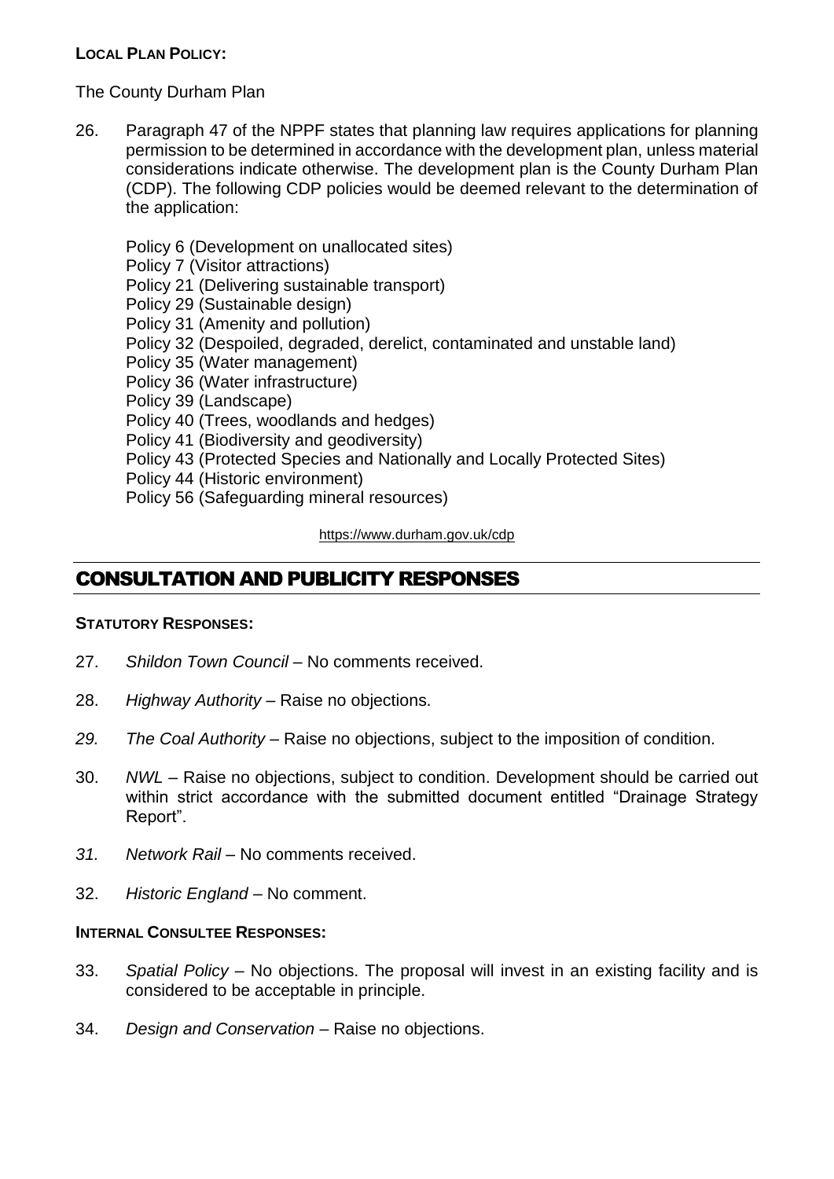**LOCAL PLAN POLICY:**

The County Durham Plan

26. Paragraph 47 of the NPPF states that planning law requires applications for planning permission to be determined in accordance with the development plan, unless material considerations indicate otherwise. The development plan is the County Durham Plan (CDP). The following CDP policies would be deemed relevant to the determination of the application:

    Policy 6 (Development on unallocated sites)
    Policy 7 (Visitor attractions)
    Policy 21 (Delivering sustainable transport)
    Policy 29 (Sustainable design)
    Policy 31 (Amenity and pollution)
    Policy 32 (Despoiled, degraded, derelict, contaminated and unstable land)
    Policy 35 (Water management)
    Policy 36 (Water infrastructure)
    Policy 39 (Landscape)
    Policy 40 (Trees, woodlands and hedges)
    Policy 41 (Biodiversity and geodiversity)
    Policy 43 (Protected Species and Nationally and Locally Protected Sites)
    Policy 44 (Historic environment)
    Policy 56 (Safeguarding mineral resources)

https://www.durham.gov.uk/cdp

## CONSULTATION AND PUBLICITY RESPONSES

**STATUTORY RESPONSES:**

27. *Shildon Town Council* – No comments received.

28. *Highway Authority* – Raise no objections.

29. *The Coal Authority* – Raise no objections, subject to the imposition of condition.

30. *NWL* – Raise no objections, subject to condition. Development should be carried out within strict accordance with the submitted document entitled "Drainage Strategy Report".

31. *Network Rail* – No comments received.

32. *Historic England* – No comment.

**INTERNAL CONSULTEE RESPONSES:**

33. *Spatial Policy* – No objections. The proposal will invest in an existing facility and is considered to be acceptable in principle.

34. *Design and Conservation* – Raise no objections.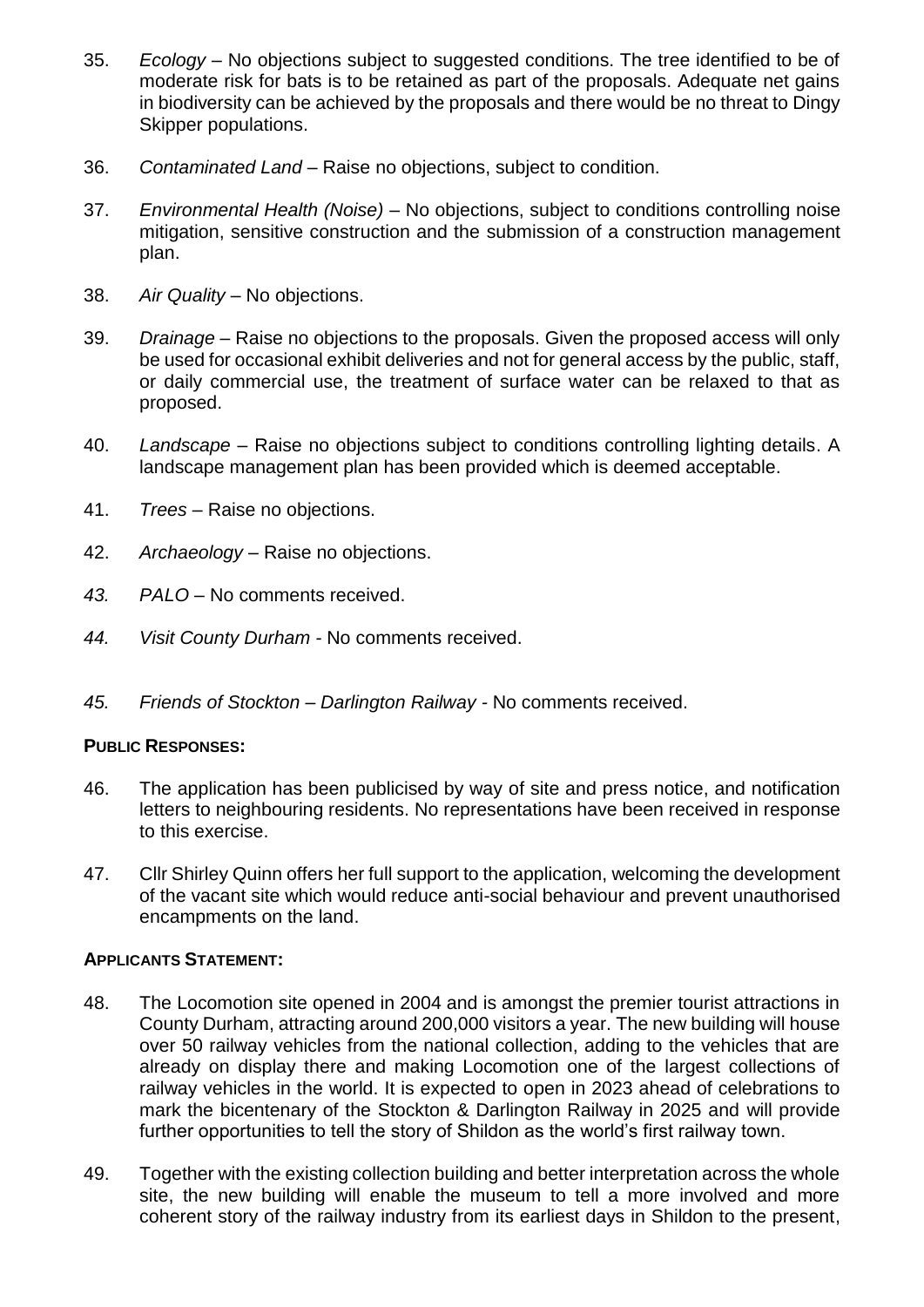35. *Ecology* – No objections subject to suggested conditions. The tree identified to be of moderate risk for bats is to be retained as part of the proposals. Adequate net gains in biodiversity can be achieved by the proposals and there would be no threat to Dingy Skipper populations.

36. *Contaminated Land* – Raise no objections, subject to condition.

37. *Environmental Health (Noise)* – No objections, subject to conditions controlling noise mitigation, sensitive construction and the submission of a construction management plan.

38. *Air Quality* – No objections.

39. *Drainage* – Raise no objections to the proposals. Given the proposed access will only be used for occasional exhibit deliveries and not for general access by the public, staff, or daily commercial use, the treatment of surface water can be relaxed to that as proposed.

40. *Landscape* – Raise no objections subject to conditions controlling lighting details. A landscape management plan has been provided which is deemed acceptable.

41. *Trees* – Raise no objections.

42. *Archaeology* – Raise no objections.

43. *PALO* – No comments received.

44. *Visit County Durham* - No comments received.

45. *Friends of Stockton – Darlington Railway* - No comments received.

**PUBLIC RESPONSES:**

46. The application has been publicised by way of site and press notice, and notification letters to neighbouring residents. No representations have been received in response to this exercise.

47. Cllr Shirley Quinn offers her full support to the application, welcoming the development of the vacant site which would reduce anti-social behaviour and prevent unauthorised encampments on the land.

**APPLICANTS STATEMENT:**

48. The Locomotion site opened in 2004 and is amongst the premier tourist attractions in County Durham, attracting around 200,000 visitors a year. The new building will house over 50 railway vehicles from the national collection, adding to the vehicles that are already on display there and making Locomotion one of the largest collections of railway vehicles in the world. It is expected to open in 2023 ahead of celebrations to mark the bicentenary of the Stockton & Darlington Railway in 2025 and will provide further opportunities to tell the story of Shildon as the world's first railway town.

49. Together with the existing collection building and better interpretation across the whole site, the new building will enable the museum to tell a more involved and more coherent story of the railway industry from its earliest days in Shildon to the present,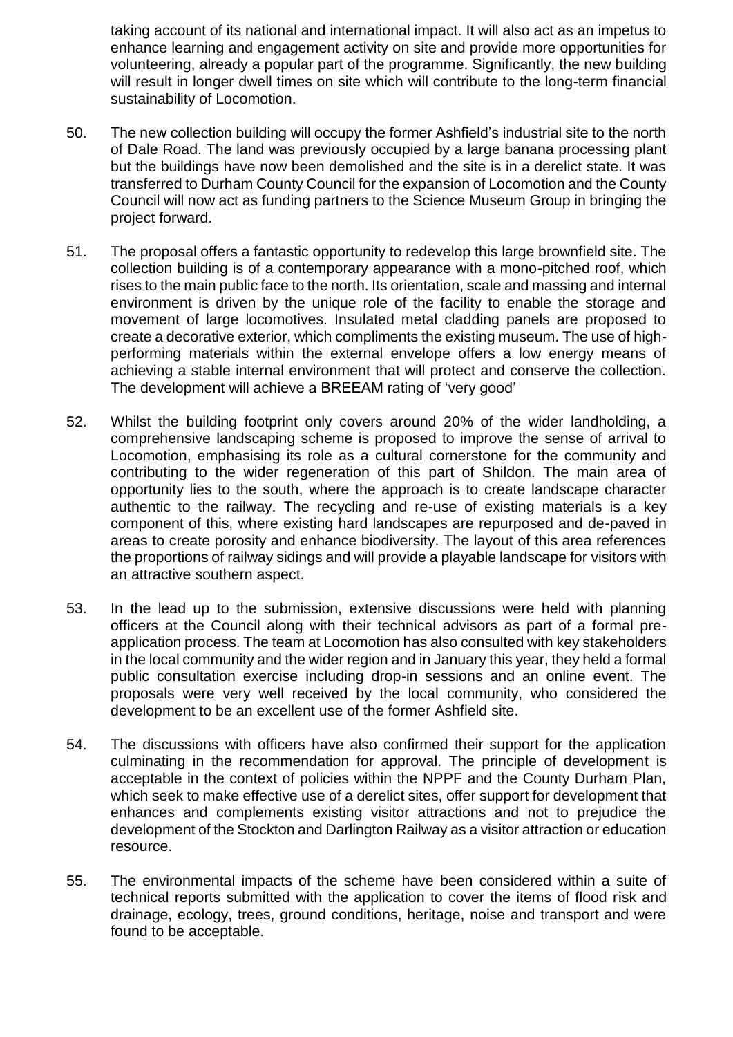taking account of its national and international impact. It will also act as an impetus to enhance learning and engagement activity on site and provide more opportunities for volunteering, already a popular part of the programme. Significantly, the new building will result in longer dwell times on site which will contribute to the long-term financial sustainability of Locomotion.

50. The new collection building will occupy the former Ashfield's industrial site to the north of Dale Road. The land was previously occupied by a large banana processing plant but the buildings have now been demolished and the site is in a derelict state. It was transferred to Durham County Council for the expansion of Locomotion and the County Council will now act as funding partners to the Science Museum Group in bringing the project forward.

51. The proposal offers a fantastic opportunity to redevelop this large brownfield site. The collection building is of a contemporary appearance with a mono-pitched roof, which rises to the main public face to the north. Its orientation, scale and massing and internal environment is driven by the unique role of the facility to enable the storage and movement of large locomotives. Insulated metal cladding panels are proposed to create a decorative exterior, which compliments the existing museum. The use of high-performing materials within the external envelope offers a low energy means of achieving a stable internal environment that will protect and conserve the collection. The development will achieve a BREEAM rating of 'very good'

52. Whilst the building footprint only covers around 20% of the wider landholding, a comprehensive landscaping scheme is proposed to improve the sense of arrival to Locomotion, emphasising its role as a cultural cornerstone for the community and contributing to the wider regeneration of this part of Shildon. The main area of opportunity lies to the south, where the approach is to create landscape character authentic to the railway. The recycling and re-use of existing materials is a key component of this, where existing hard landscapes are repurposed and de-paved in areas to create porosity and enhance biodiversity. The layout of this area references the proportions of railway sidings and will provide a playable landscape for visitors with an attractive southern aspect.

53. In the lead up to the submission, extensive discussions were held with planning officers at the Council along with their technical advisors as part of a formal pre-application process. The team at Locomotion has also consulted with key stakeholders in the local community and the wider region and in January this year, they held a formal public consultation exercise including drop-in sessions and an online event. The proposals were very well received by the local community, who considered the development to be an excellent use of the former Ashfield site.

54. The discussions with officers have also confirmed their support for the application culminating in the recommendation for approval. The principle of development is acceptable in the context of policies within the NPPF and the County Durham Plan, which seek to make effective use of a derelict sites, offer support for development that enhances and complements existing visitor attractions and not to prejudice the development of the Stockton and Darlington Railway as a visitor attraction or education resource.

55. The environmental impacts of the scheme have been considered within a suite of technical reports submitted with the application to cover the items of flood risk and drainage, ecology, trees, ground conditions, heritage, noise and transport and were found to be acceptable.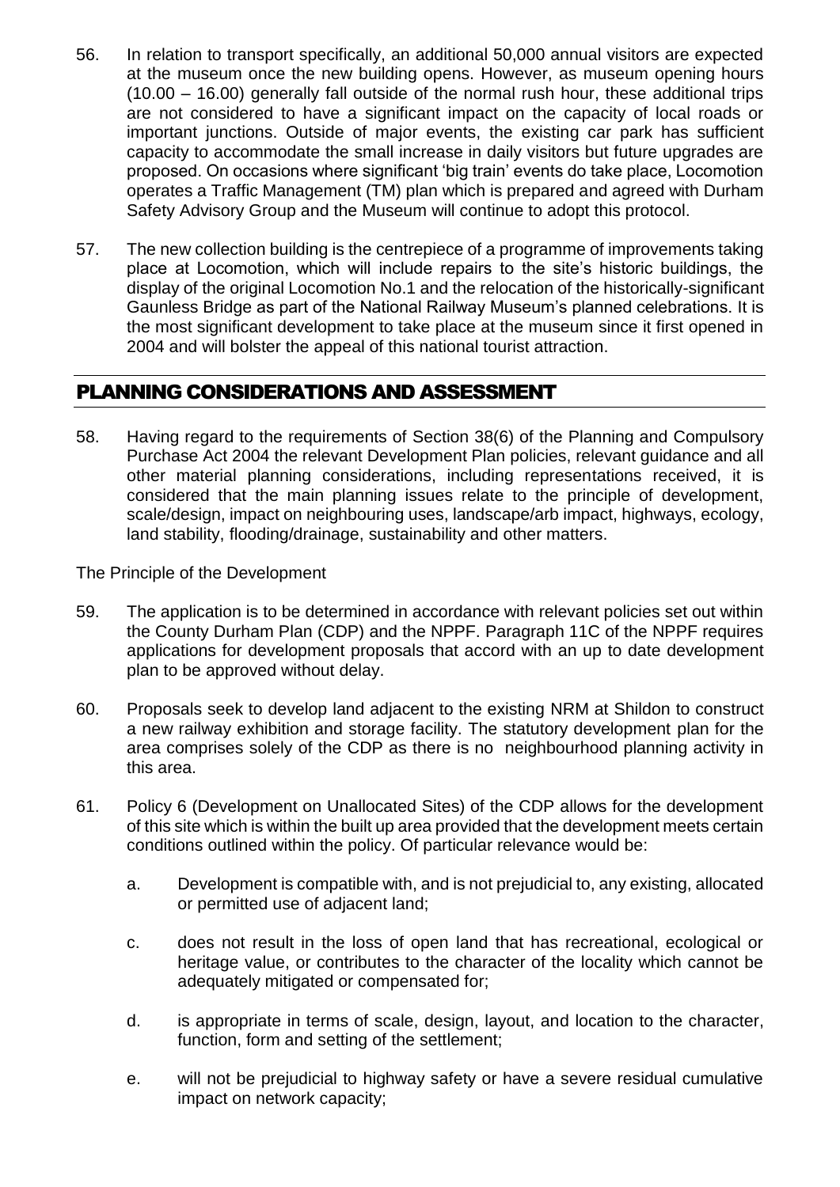56. In relation to transport specifically, an additional 50,000 annual visitors are expected at the museum once the new building opens. However, as museum opening hours (10.00 – 16.00) generally fall outside of the normal rush hour, these additional trips are not considered to have a significant impact on the capacity of local roads or important junctions. Outside of major events, the existing car park has sufficient capacity to accommodate the small increase in daily visitors but future upgrades are proposed. On occasions where significant 'big train' events do take place, Locomotion operates a Traffic Management (TM) plan which is prepared and agreed with Durham Safety Advisory Group and the Museum will continue to adopt this protocol.

57. The new collection building is the centrepiece of a programme of improvements taking place at Locomotion, which will include repairs to the site's historic buildings, the display of the original Locomotion No.1 and the relocation of the historically-significant Gaunless Bridge as part of the National Railway Museum's planned celebrations. It is the most significant development to take place at the museum since it first opened in 2004 and will bolster the appeal of this national tourist attraction.

## PLANNING CONSIDERATIONS AND ASSESSMENT

58. Having regard to the requirements of Section 38(6) of the Planning and Compulsory Purchase Act 2004 the relevant Development Plan policies, relevant guidance and all other material planning considerations, including representations received, it is considered that the main planning issues relate to the principle of development, scale/design, impact on neighbouring uses, landscape/arb impact, highways, ecology, land stability, flooding/drainage, sustainability and other matters.

The Principle of the Development

59. The application is to be determined in accordance with relevant policies set out within the County Durham Plan (CDP) and the NPPF. Paragraph 11C of the NPPF requires applications for development proposals that accord with an up to date development plan to be approved without delay.

60. Proposals seek to develop land adjacent to the existing NRM at Shildon to construct a new railway exhibition and storage facility. The statutory development plan for the area comprises solely of the CDP as there is no neighbourhood planning activity in this area.

61. Policy 6 (Development on Unallocated Sites) of the CDP allows for the development of this site which is within the built up area provided that the development meets certain conditions outlined within the policy. Of particular relevance would be:

    a. Development is compatible with, and is not prejudicial to, any existing, allocated or permitted use of adjacent land;

    c. does not result in the loss of open land that has recreational, ecological or heritage value, or contributes to the character of the locality which cannot be adequately mitigated or compensated for;

    d. is appropriate in terms of scale, design, layout, and location to the character, function, form and setting of the settlement;

    e. will not be prejudicial to highway safety or have a severe residual cumulative impact on network capacity;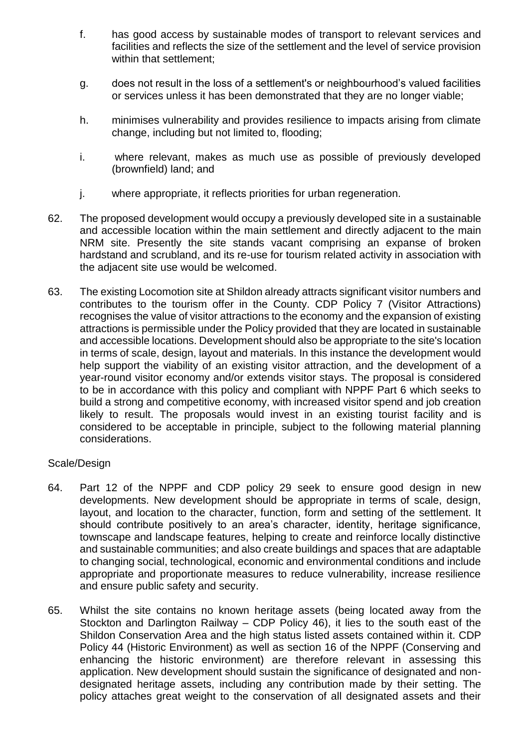f. has good access by sustainable modes of transport to relevant services and facilities and reflects the size of the settlement and the level of service provision within that settlement;

g. does not result in the loss of a settlement's or neighbourhood's valued facilities or services unless it has been demonstrated that they are no longer viable;

h. minimises vulnerability and provides resilience to impacts arising from climate change, including but not limited to, flooding;

i. where relevant, makes as much use as possible of previously developed (brownfield) land; and

j. where appropriate, it reflects priorities for urban regeneration.

62. The proposed development would occupy a previously developed site in a sustainable and accessible location within the main settlement and directly adjacent to the main NRM site. Presently the site stands vacant comprising an expanse of broken hardstand and scrubland, and its re-use for tourism related activity in association with the adjacent site use would be welcomed.

63. The existing Locomotion site at Shildon already attracts significant visitor numbers and contributes to the tourism offer in the County. CDP Policy 7 (Visitor Attractions) recognises the value of visitor attractions to the economy and the expansion of existing attractions is permissible under the Policy provided that they are located in sustainable and accessible locations. Development should also be appropriate to the site's location in terms of scale, design, layout and materials. In this instance the development would help support the viability of an existing visitor attraction, and the development of a year-round visitor economy and/or extends visitor stays. The proposal is considered to be in accordance with this policy and compliant with NPPF Part 6 which seeks to build a strong and competitive economy, with increased visitor spend and job creation likely to result. The proposals would invest in an existing tourist facility and is considered to be acceptable in principle, subject to the following material planning considerations.

Scale/Design

64. Part 12 of the NPPF and CDP policy 29 seek to ensure good design in new developments. New development should be appropriate in terms of scale, design, layout, and location to the character, function, form and setting of the settlement. It should contribute positively to an area's character, identity, heritage significance, townscape and landscape features, helping to create and reinforce locally distinctive and sustainable communities; and also create buildings and spaces that are adaptable to changing social, technological, economic and environmental conditions and include appropriate and proportionate measures to reduce vulnerability, increase resilience and ensure public safety and security.

65. Whilst the site contains no known heritage assets (being located away from the Stockton and Darlington Railway – CDP Policy 46), it lies to the south east of the Shildon Conservation Area and the high status listed assets contained within it. CDP Policy 44 (Historic Environment) as well as section 16 of the NPPF (Conserving and enhancing the historic environment) are therefore relevant in assessing this application. New development should sustain the significance of designated and non-designated heritage assets, including any contribution made by their setting. The policy attaches great weight to the conservation of all designated assets and their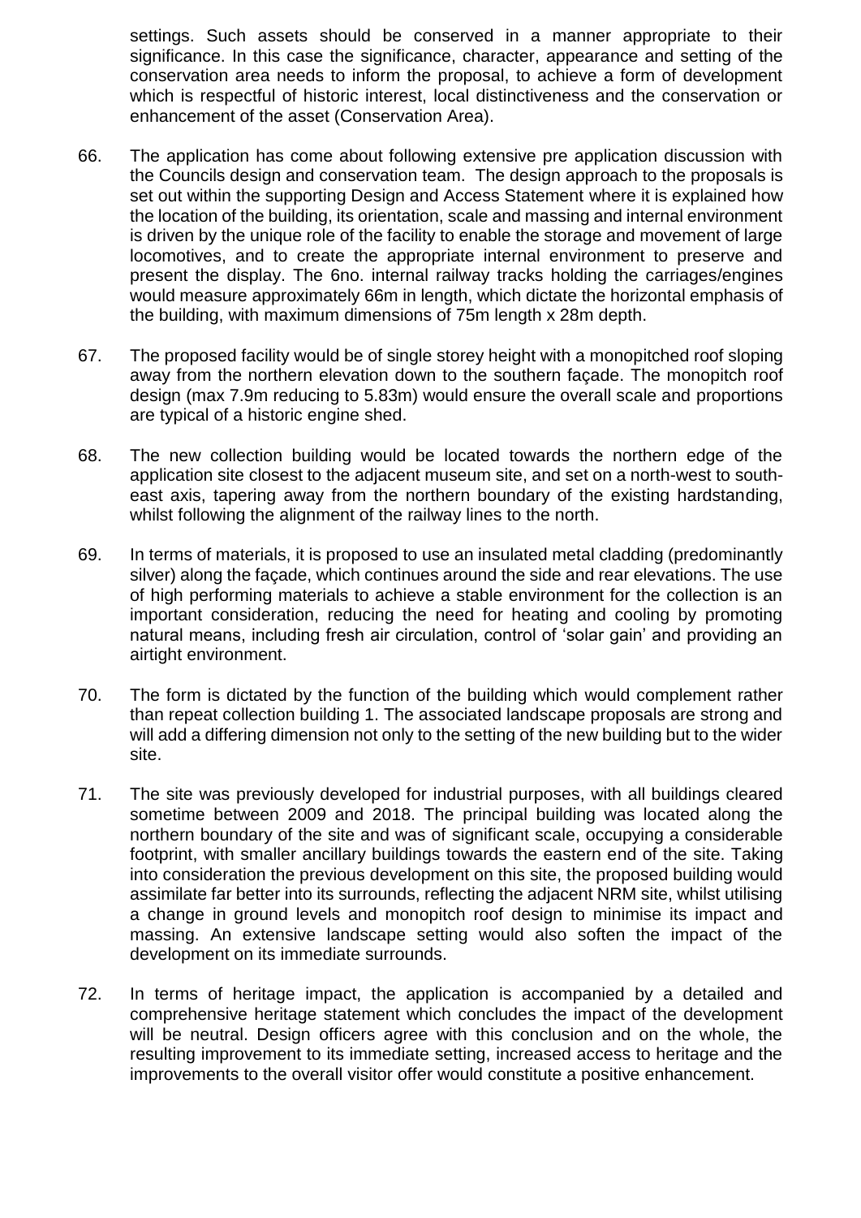settings. Such assets should be conserved in a manner appropriate to their significance. In this case the significance, character, appearance and setting of the conservation area needs to inform the proposal, to achieve a form of development which is respectful of historic interest, local distinctiveness and the conservation or enhancement of the asset (Conservation Area).

66. The application has come about following extensive pre application discussion with the Councils design and conservation team. The design approach to the proposals is set out within the supporting Design and Access Statement where it is explained how the location of the building, its orientation, scale and massing and internal environment is driven by the unique role of the facility to enable the storage and movement of large locomotives, and to create the appropriate internal environment to preserve and present the display. The 6no. internal railway tracks holding the carriages/engines would measure approximately 66m in length, which dictate the horizontal emphasis of the building, with maximum dimensions of 75m length x 28m depth.

67. The proposed facility would be of single storey height with a monopitched roof sloping away from the northern elevation down to the southern façade. The monopitch roof design (max 7.9m reducing to 5.83m) would ensure the overall scale and proportions are typical of a historic engine shed.

68. The new collection building would be located towards the northern edge of the application site closest to the adjacent museum site, and set on a north-west to south-east axis, tapering away from the northern boundary of the existing hardstanding, whilst following the alignment of the railway lines to the north.

69. In terms of materials, it is proposed to use an insulated metal cladding (predominantly silver) along the façade, which continues around the side and rear elevations. The use of high performing materials to achieve a stable environment for the collection is an important consideration, reducing the need for heating and cooling by promoting natural means, including fresh air circulation, control of 'solar gain' and providing an airtight environment.

70. The form is dictated by the function of the building which would complement rather than repeat collection building 1. The associated landscape proposals are strong and will add a differing dimension not only to the setting of the new building but to the wider site.

71. The site was previously developed for industrial purposes, with all buildings cleared sometime between 2009 and 2018. The principal building was located along the northern boundary of the site and was of significant scale, occupying a considerable footprint, with smaller ancillary buildings towards the eastern end of the site. Taking into consideration the previous development on this site, the proposed building would assimilate far better into its surrounds, reflecting the adjacent NRM site, whilst utilising a change in ground levels and monopitch roof design to minimise its impact and massing. An extensive landscape setting would also soften the impact of the development on its immediate surrounds.

72. In terms of heritage impact, the application is accompanied by a detailed and comprehensive heritage statement which concludes the impact of the development will be neutral. Design officers agree with this conclusion and on the whole, the resulting improvement to its immediate setting, increased access to heritage and the improvements to the overall visitor offer would constitute a positive enhancement.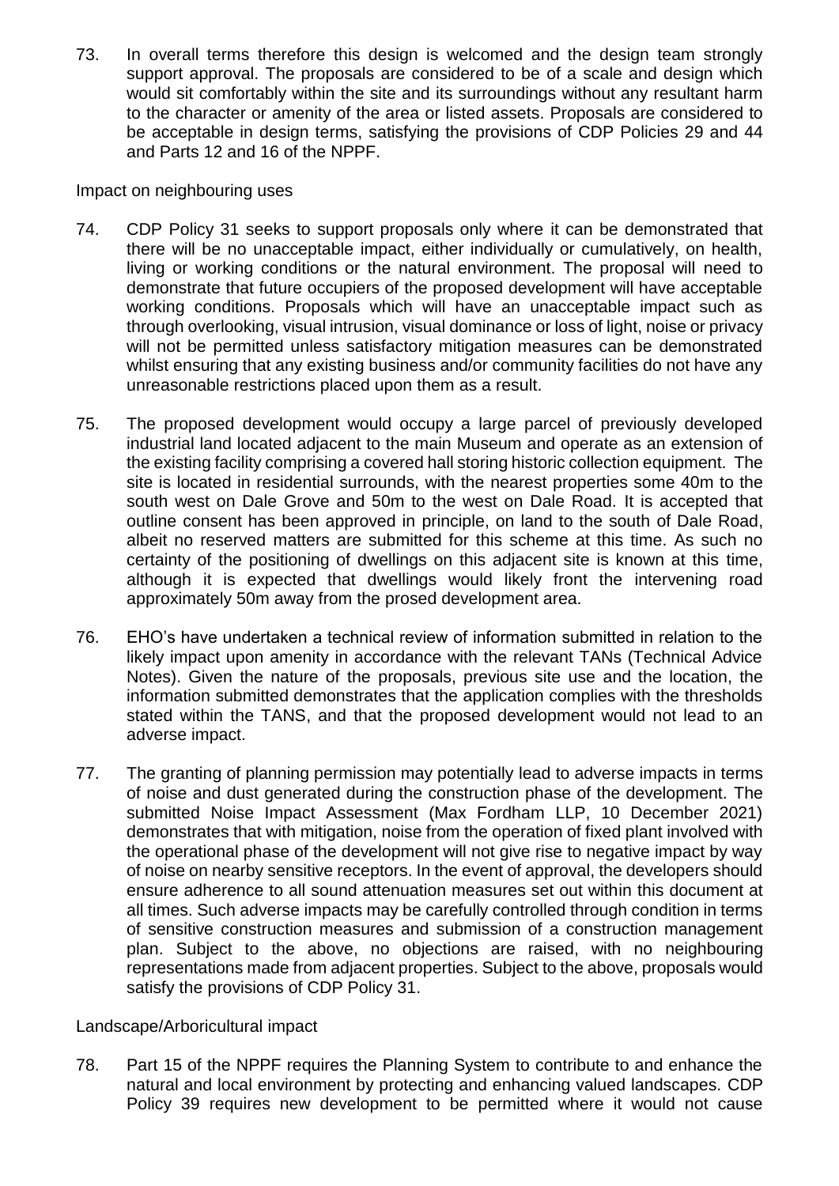73. In overall terms therefore this design is welcomed and the design team strongly support approval. The proposals are considered to be of a scale and design which would sit comfortably within the site and its surroundings without any resultant harm to the character or amenity of the area or listed assets. Proposals are considered to be acceptable in design terms, satisfying the provisions of CDP Policies 29 and 44 and Parts 12 and 16 of the NPPF.

Impact on neighbouring uses

74. CDP Policy 31 seeks to support proposals only where it can be demonstrated that there will be no unacceptable impact, either individually or cumulatively, on health, living or working conditions or the natural environment. The proposal will need to demonstrate that future occupiers of the proposed development will have acceptable working conditions. Proposals which will have an unacceptable impact such as through overlooking, visual intrusion, visual dominance or loss of light, noise or privacy will not be permitted unless satisfactory mitigation measures can be demonstrated whilst ensuring that any existing business and/or community facilities do not have any unreasonable restrictions placed upon them as a result.

75. The proposed development would occupy a large parcel of previously developed industrial land located adjacent to the main Museum and operate as an extension of the existing facility comprising a covered hall storing historic collection equipment. The site is located in residential surrounds, with the nearest properties some 40m to the south west on Dale Grove and 50m to the west on Dale Road. It is accepted that outline consent has been approved in principle, on land to the south of Dale Road, albeit no reserved matters are submitted for this scheme at this time. As such no certainty of the positioning of dwellings on this adjacent site is known at this time, although it is expected that dwellings would likely front the intervening road approximately 50m away from the prosed development area.

76. EHO's have undertaken a technical review of information submitted in relation to the likely impact upon amenity in accordance with the relevant TANs (Technical Advice Notes). Given the nature of the proposals, previous site use and the location, the information submitted demonstrates that the application complies with the thresholds stated within the TANS, and that the proposed development would not lead to an adverse impact.

77. The granting of planning permission may potentially lead to adverse impacts in terms of noise and dust generated during the construction phase of the development. The submitted Noise Impact Assessment (Max Fordham LLP, 10 December 2021) demonstrates that with mitigation, noise from the operation of fixed plant involved with the operational phase of the development will not give rise to negative impact by way of noise on nearby sensitive receptors. In the event of approval, the developers should ensure adherence to all sound attenuation measures set out within this document at all times. Such adverse impacts may be carefully controlled through condition in terms of sensitive construction measures and submission of a construction management plan. Subject to the above, no objections are raised, with no neighbouring representations made from adjacent properties. Subject to the above, proposals would satisfy the provisions of CDP Policy 31.

Landscape/Arboricultural impact

78. Part 15 of the NPPF requires the Planning System to contribute to and enhance the natural and local environment by protecting and enhancing valued landscapes. CDP Policy 39 requires new development to be permitted where it would not cause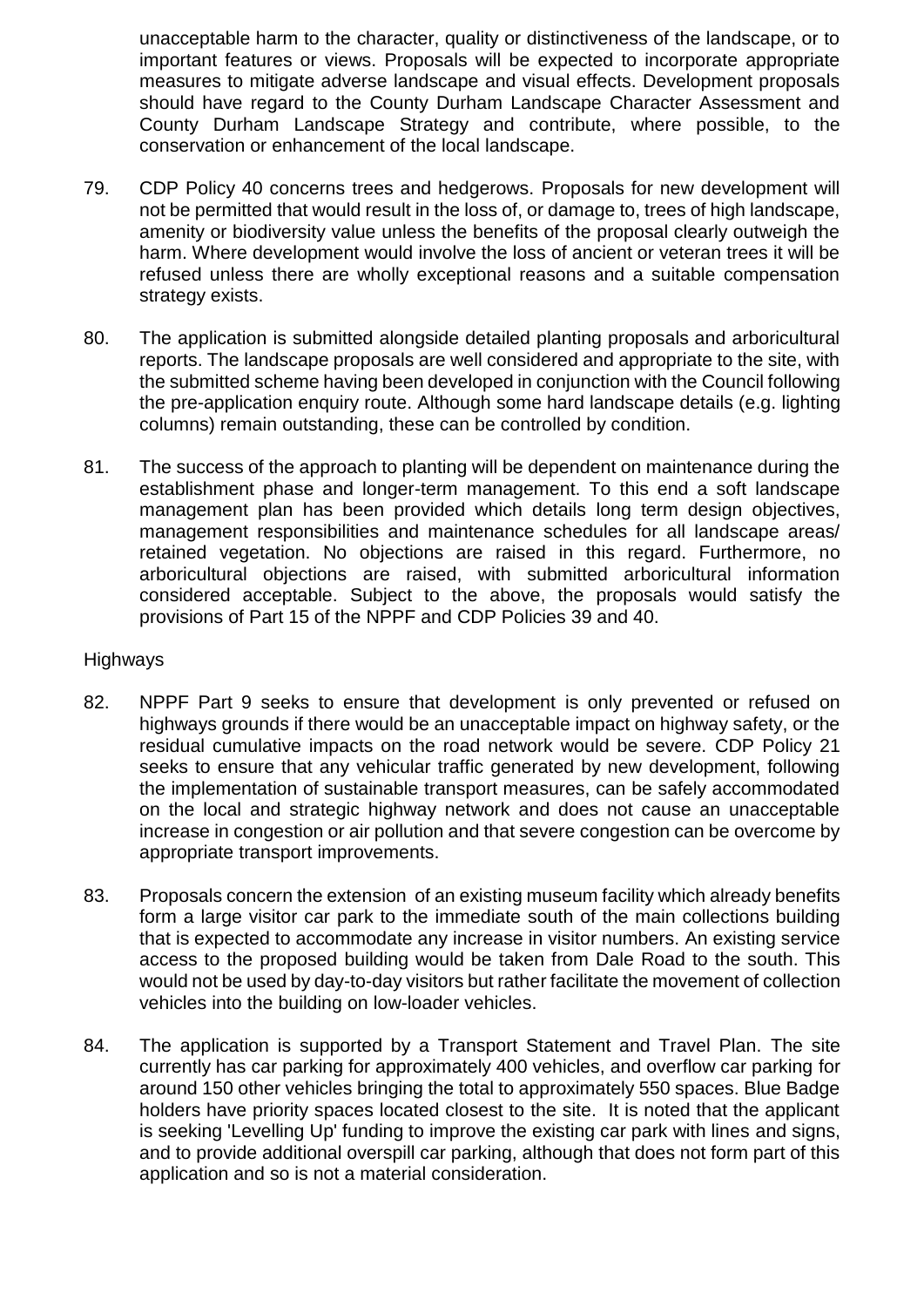unacceptable harm to the character, quality or distinctiveness of the landscape, or to important features or views. Proposals will be expected to incorporate appropriate measures to mitigate adverse landscape and visual effects. Development proposals should have regard to the County Durham Landscape Character Assessment and County Durham Landscape Strategy and contribute, where possible, to the conservation or enhancement of the local landscape.

79. CDP Policy 40 concerns trees and hedgerows. Proposals for new development will not be permitted that would result in the loss of, or damage to, trees of high landscape, amenity or biodiversity value unless the benefits of the proposal clearly outweigh the harm. Where development would involve the loss of ancient or veteran trees it will be refused unless there are wholly exceptional reasons and a suitable compensation strategy exists.

80. The application is submitted alongside detailed planting proposals and arboricultural reports. The landscape proposals are well considered and appropriate to the site, with the submitted scheme having been developed in conjunction with the Council following the pre-application enquiry route. Although some hard landscape details (e.g. lighting columns) remain outstanding, these can be controlled by condition.

81. The success of the approach to planting will be dependent on maintenance during the establishment phase and longer-term management. To this end a soft landscape management plan has been provided which details long term design objectives, management responsibilities and maintenance schedules for all landscape areas/ retained vegetation. No objections are raised in this regard. Furthermore, no arboricultural objections are raised, with submitted arboricultural information considered acceptable. Subject to the above, the proposals would satisfy the provisions of Part 15 of the NPPF and CDP Policies 39 and 40.

Highways

82. NPPF Part 9 seeks to ensure that development is only prevented or refused on highways grounds if there would be an unacceptable impact on highway safety, or the residual cumulative impacts on the road network would be severe. CDP Policy 21 seeks to ensure that any vehicular traffic generated by new development, following the implementation of sustainable transport measures, can be safely accommodated on the local and strategic highway network and does not cause an unacceptable increase in congestion or air pollution and that severe congestion can be overcome by appropriate transport improvements.

83. Proposals concern the extension of an existing museum facility which already benefits form a large visitor car park to the immediate south of the main collections building that is expected to accommodate any increase in visitor numbers. An existing service access to the proposed building would be taken from Dale Road to the south. This would not be used by day-to-day visitors but rather facilitate the movement of collection vehicles into the building on low-loader vehicles.

84. The application is supported by a Transport Statement and Travel Plan. The site currently has car parking for approximately 400 vehicles, and overflow car parking for around 150 other vehicles bringing the total to approximately 550 spaces. Blue Badge holders have priority spaces located closest to the site. It is noted that the applicant is seeking 'Levelling Up' funding to improve the existing car park with lines and signs, and to provide additional overspill car parking, although that does not form part of this application and so is not a material consideration.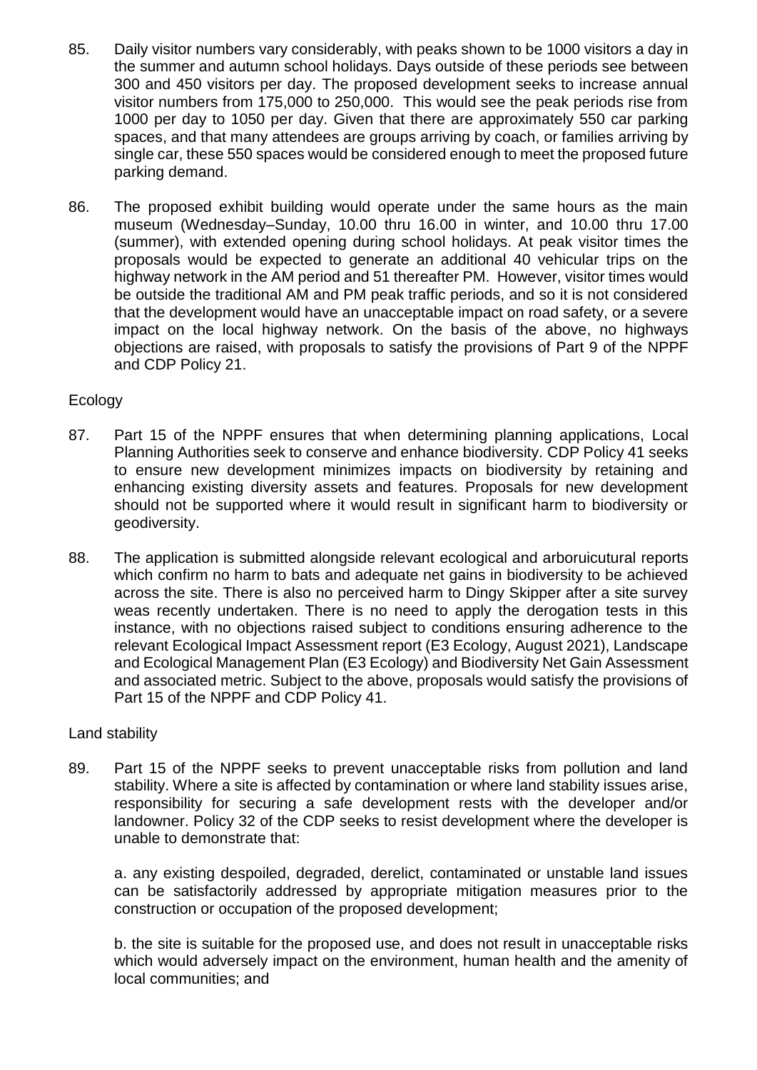85. Daily visitor numbers vary considerably, with peaks shown to be 1000 visitors a day in the summer and autumn school holidays. Days outside of these periods see between 300 and 450 visitors per day. The proposed development seeks to increase annual visitor numbers from 175,000 to 250,000. This would see the peak periods rise from 1000 per day to 1050 per day. Given that there are approximately 550 car parking spaces, and that many attendees are groups arriving by coach, or families arriving by single car, these 550 spaces would be considered enough to meet the proposed future parking demand.

86. The proposed exhibit building would operate under the same hours as the main museum (Wednesday–Sunday, 10.00 thru 16.00 in winter, and 10.00 thru 17.00 (summer), with extended opening during school holidays. At peak visitor times the proposals would be expected to generate an additional 40 vehicular trips on the highway network in the AM period and 51 thereafter PM. However, visitor times would be outside the traditional AM and PM peak traffic periods, and so it is not considered that the development would have an unacceptable impact on road safety, or a severe impact on the local highway network. On the basis of the above, no highways objections are raised, with proposals to satisfy the provisions of Part 9 of the NPPF and CDP Policy 21.

Ecology

87. Part 15 of the NPPF ensures that when determining planning applications, Local Planning Authorities seek to conserve and enhance biodiversity. CDP Policy 41 seeks to ensure new development minimizes impacts on biodiversity by retaining and enhancing existing diversity assets and features. Proposals for new development should not be supported where it would result in significant harm to biodiversity or geodiversity.

88. The application is submitted alongside relevant ecological and arboruicutural reports which confirm no harm to bats and adequate net gains in biodiversity to be achieved across the site. There is also no perceived harm to Dingy Skipper after a site survey weas recently undertaken. There is no need to apply the derogation tests in this instance, with no objections raised subject to conditions ensuring adherence to the relevant Ecological Impact Assessment report (E3 Ecology, August 2021), Landscape and Ecological Management Plan (E3 Ecology) and Biodiversity Net Gain Assessment and associated metric. Subject to the above, proposals would satisfy the provisions of Part 15 of the NPPF and CDP Policy 41.

Land stability

89. Part 15 of the NPPF seeks to prevent unacceptable risks from pollution and land stability. Where a site is affected by contamination or where land stability issues arise, responsibility for securing a safe development rests with the developer and/or landowner. Policy 32 of the CDP seeks to resist development where the developer is unable to demonstrate that:

    a. any existing despoiled, degraded, derelict, contaminated or unstable land issues can be satisfactorily addressed by appropriate mitigation measures prior to the construction or occupation of the proposed development;

    b. the site is suitable for the proposed use, and does not result in unacceptable risks which would adversely impact on the environment, human health and the amenity of local communities; and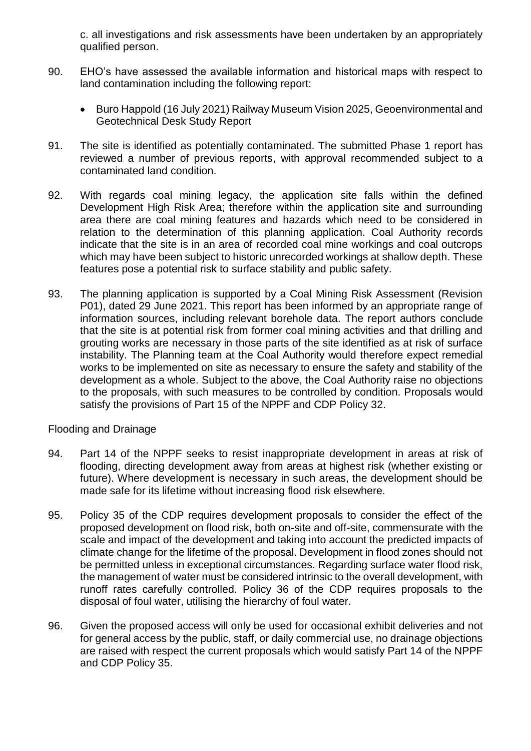c. all investigations and risk assessments have been undertaken by an appropriately qualified person.

90. EHO's have assessed the available information and historical maps with respect to land contamination including the following report:

    - Buro Happold (16 July 2021) Railway Museum Vision 2025, Geoenvironmental and Geotechnical Desk Study Report

91. The site is identified as potentially contaminated. The submitted Phase 1 report has reviewed a number of previous reports, with approval recommended subject to a contaminated land condition.

92. With regards coal mining legacy, the application site falls within the defined Development High Risk Area; therefore within the application site and surrounding area there are coal mining features and hazards which need to be considered in relation to the determination of this planning application. Coal Authority records indicate that the site is in an area of recorded coal mine workings and coal outcrops which may have been subject to historic unrecorded workings at shallow depth. These features pose a potential risk to surface stability and public safety.

93. The planning application is supported by a Coal Mining Risk Assessment (Revision P01), dated 29 June 2021. This report has been informed by an appropriate range of information sources, including relevant borehole data. The report authors conclude that the site is at potential risk from former coal mining activities and that drilling and grouting works are necessary in those parts of the site identified as at risk of surface instability. The Planning team at the Coal Authority would therefore expect remedial works to be implemented on site as necessary to ensure the safety and stability of the development as a whole. Subject to the above, the Coal Authority raise no objections to the proposals, with such measures to be controlled by condition. Proposals would satisfy the provisions of Part 15 of the NPPF and CDP Policy 32.

Flooding and Drainage

94. Part 14 of the NPPF seeks to resist inappropriate development in areas at risk of flooding, directing development away from areas at highest risk (whether existing or future). Where development is necessary in such areas, the development should be made safe for its lifetime without increasing flood risk elsewhere.

95. Policy 35 of the CDP requires development proposals to consider the effect of the proposed development on flood risk, both on-site and off-site, commensurate with the scale and impact of the development and taking into account the predicted impacts of climate change for the lifetime of the proposal. Development in flood zones should not be permitted unless in exceptional circumstances. Regarding surface water flood risk, the management of water must be considered intrinsic to the overall development, with runoff rates carefully controlled. Policy 36 of the CDP requires proposals to the disposal of foul water, utilising the hierarchy of foul water.

96. Given the proposed access will only be used for occasional exhibit deliveries and not for general access by the public, staff, or daily commercial use, no drainage objections are raised with respect the current proposals which would satisfy Part 14 of the NPPF and CDP Policy 35.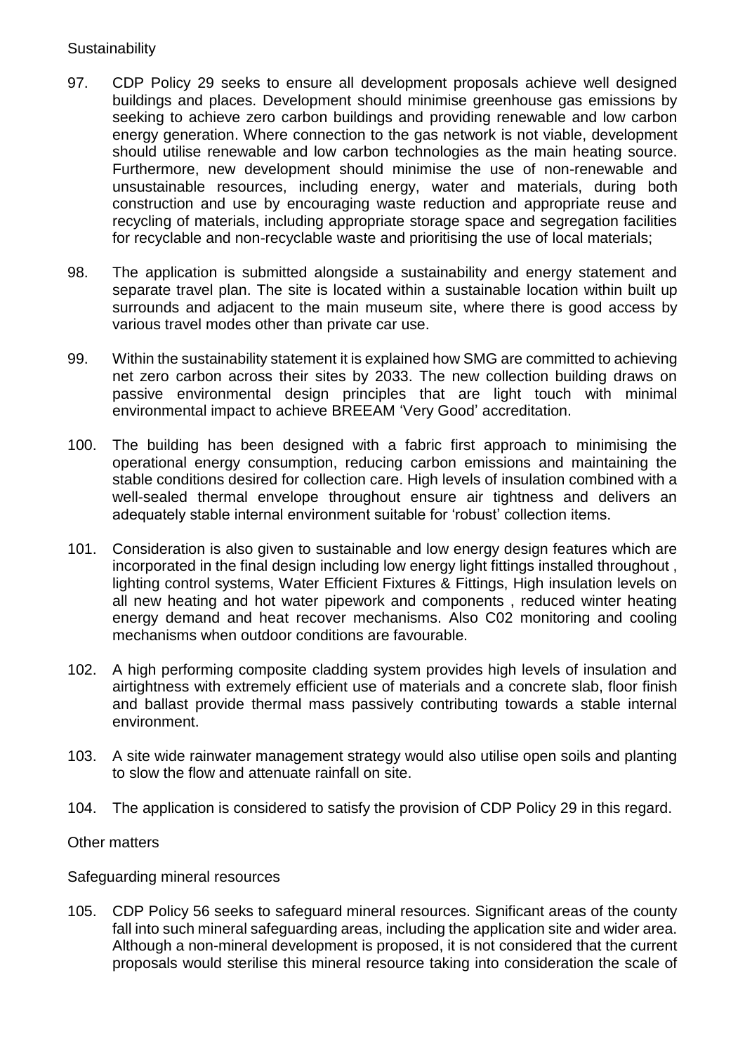Sustainability

97. CDP Policy 29 seeks to ensure all development proposals achieve well designed buildings and places. Development should minimise greenhouse gas emissions by seeking to achieve zero carbon buildings and providing renewable and low carbon energy generation. Where connection to the gas network is not viable, development should utilise renewable and low carbon technologies as the main heating source. Furthermore, new development should minimise the use of non-renewable and unsustainable resources, including energy, water and materials, during both construction and use by encouraging waste reduction and appropriate reuse and recycling of materials, including appropriate storage space and segregation facilities for recyclable and non-recyclable waste and prioritising the use of local materials;

98. The application is submitted alongside a sustainability and energy statement and separate travel plan. The site is located within a sustainable location within built up surrounds and adjacent to the main museum site, where there is good access by various travel modes other than private car use.

99. Within the sustainability statement it is explained how SMG are committed to achieving net zero carbon across their sites by 2033. The new collection building draws on passive environmental design principles that are light touch with minimal environmental impact to achieve BREEAM 'Very Good' accreditation.

100. The building has been designed with a fabric first approach to minimising the operational energy consumption, reducing carbon emissions and maintaining the stable conditions desired for collection care. High levels of insulation combined with a well-sealed thermal envelope throughout ensure air tightness and delivers an adequately stable internal environment suitable for 'robust' collection items.

101. Consideration is also given to sustainable and low energy design features which are incorporated in the final design including low energy light fittings installed throughout , lighting control systems, Water Efficient Fixtures & Fittings, High insulation levels on all new heating and hot water pipework and components , reduced winter heating energy demand and heat recover mechanisms. Also C02 monitoring and cooling mechanisms when outdoor conditions are favourable.

102. A high performing composite cladding system provides high levels of insulation and airtightness with extremely efficient use of materials and a concrete slab, floor finish and ballast provide thermal mass passively contributing towards a stable internal environment.

103. A site wide rainwater management strategy would also utilise open soils and planting to slow the flow and attenuate rainfall on site.

104. The application is considered to satisfy the provision of CDP Policy 29 in this regard.

Other matters

Safeguarding mineral resources

105. CDP Policy 56 seeks to safeguard mineral resources. Significant areas of the county fall into such mineral safeguarding areas, including the application site and wider area. Although a non-mineral development is proposed, it is not considered that the current proposals would sterilise this mineral resource taking into consideration the scale of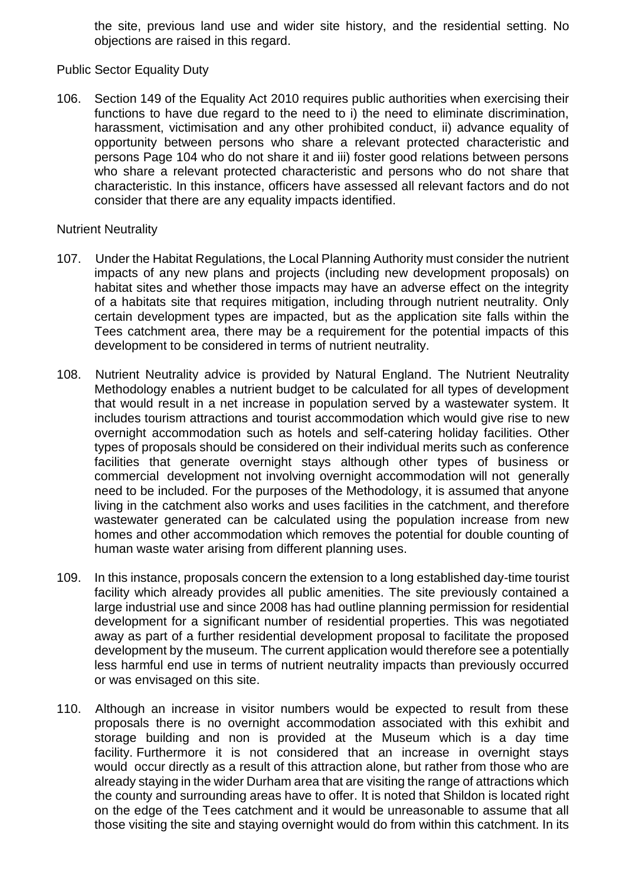the site, previous land use and wider site history, and the residential setting. No objections are raised in this regard.

Public Sector Equality Duty

106. Section 149 of the Equality Act 2010 requires public authorities when exercising their functions to have due regard to the need to i) the need to eliminate discrimination, harassment, victimisation and any other prohibited conduct, ii) advance equality of opportunity between persons who share a relevant protected characteristic and persons Page 104 who do not share it and iii) foster good relations between persons who share a relevant protected characteristic and persons who do not share that characteristic. In this instance, officers have assessed all relevant factors and do not consider that there are any equality impacts identified.

Nutrient Neutrality

107. Under the Habitat Regulations, the Local Planning Authority must consider the nutrient impacts of any new plans and projects (including new development proposals) on habitat sites and whether those impacts may have an adverse effect on the integrity of a habitats site that requires mitigation, including through nutrient neutrality. Only certain development types are impacted, but as the application site falls within the Tees catchment area, there may be a requirement for the potential impacts of this development to be considered in terms of nutrient neutrality.

108. Nutrient Neutrality advice is provided by Natural England. The Nutrient Neutrality Methodology enables a nutrient budget to be calculated for all types of development that would result in a net increase in population served by a wastewater system. It includes tourism attractions and tourist accommodation which would give rise to new overnight accommodation such as hotels and self-catering holiday facilities. Other types of proposals should be considered on their individual merits such as conference facilities that generate overnight stays although other types of business or commercial development not involving overnight accommodation will not generally need to be included. For the purposes of the Methodology, it is assumed that anyone living in the catchment also works and uses facilities in the catchment, and therefore wastewater generated can be calculated using the population increase from new homes and other accommodation which removes the potential for double counting of human waste water arising from different planning uses.

109. In this instance, proposals concern the extension to a long established day-time tourist facility which already provides all public amenities. The site previously contained a large industrial use and since 2008 has had outline planning permission for residential development for a significant number of residential properties. This was negotiated away as part of a further residential development proposal to facilitate the proposed development by the museum. The current application would therefore see a potentially less harmful end use in terms of nutrient neutrality impacts than previously occurred or was envisaged on this site.

110. Although an increase in visitor numbers would be expected to result from these proposals there is no overnight accommodation associated with this exhibit and storage building and non is provided at the Museum which is a day time facility. Furthermore it is not considered that an increase in overnight stays would occur directly as a result of this attraction alone, but rather from those who are already staying in the wider Durham area that are visiting the range of attractions which the county and surrounding areas have to offer. It is noted that Shildon is located right on the edge of the Tees catchment and it would be unreasonable to assume that all those visiting the site and staying overnight would do from within this catchment. In its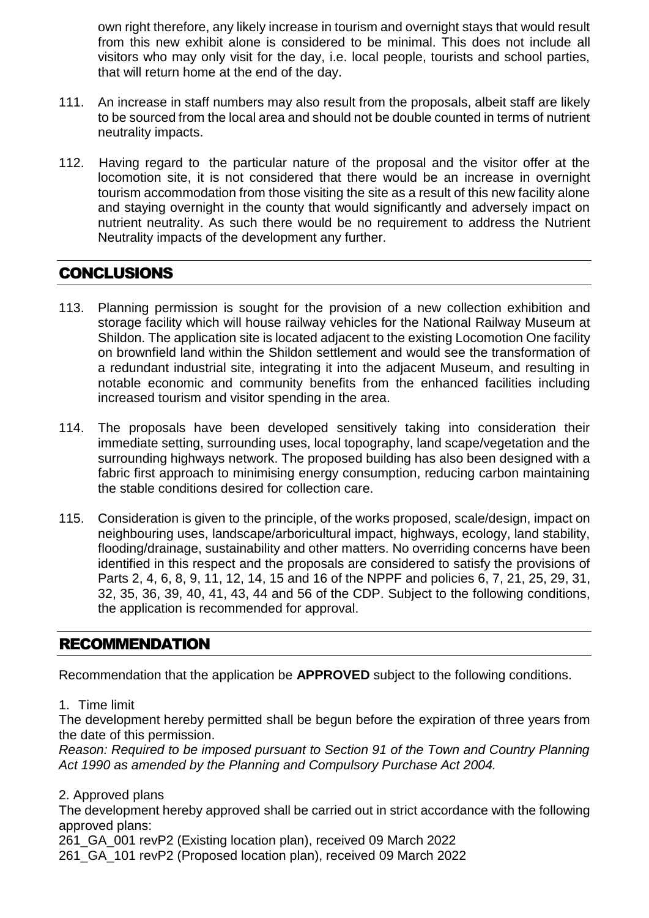own right therefore, any likely increase in tourism and overnight stays that would result from this new exhibit alone is considered to be minimal. This does not include all visitors who may only visit for the day, i.e. local people, tourists and school parties, that will return home at the end of the day.

111. An increase in staff numbers may also result from the proposals, albeit staff are likely to be sourced from the local area and should not be double counted in terms of nutrient neutrality impacts.

112. Having regard to the particular nature of the proposal and the visitor offer at the locomotion site, it is not considered that there would be an increase in overnight tourism accommodation from those visiting the site as a result of this new facility alone and staying overnight in the county that would significantly and adversely impact on nutrient neutrality. As such there would be no requirement to address the Nutrient Neutrality impacts of the development any further.

## CONCLUSIONS

113. Planning permission is sought for the provision of a new collection exhibition and storage facility which will house railway vehicles for the National Railway Museum at Shildon. The application site is located adjacent to the existing Locomotion One facility on brownfield land within the Shildon settlement and would see the transformation of a redundant industrial site, integrating it into the adjacent Museum, and resulting in notable economic and community benefits from the enhanced facilities including increased tourism and visitor spending in the area.

114. The proposals have been developed sensitively taking into consideration their immediate setting, surrounding uses, local topography, land scape/vegetation and the surrounding highways network. The proposed building has also been designed with a fabric first approach to minimising energy consumption, reducing carbon maintaining the stable conditions desired for collection care.

115. Consideration is given to the principle, of the works proposed, scale/design, impact on neighbouring uses, landscape/arboricultural impact, highways, ecology, land stability, flooding/drainage, sustainability and other matters. No overriding concerns have been identified in this respect and the proposals are considered to satisfy the provisions of Parts 2, 4, 6, 8, 9, 11, 12, 14, 15 and 16 of the NPPF and policies 6, 7, 21, 25, 29, 31, 32, 35, 36, 39, 40, 41, 43, 44 and 56 of the CDP. Subject to the following conditions, the application is recommended for approval.

## RECOMMENDATION

Recommendation that the application be **APPROVED** subject to the following conditions.

1. Time limit

The development hereby permitted shall be begun before the expiration of three years from the date of this permission.

*Reason: Required to be imposed pursuant to Section 91 of the Town and Country Planning Act 1990 as amended by the Planning and Compulsory Purchase Act 2004.*

2. Approved plans

The development hereby approved shall be carried out in strict accordance with the following approved plans:

261_GA_001 revP2 (Existing location plan), received 09 March 2022

261_GA_101 revP2 (Proposed location plan), received 09 March 2022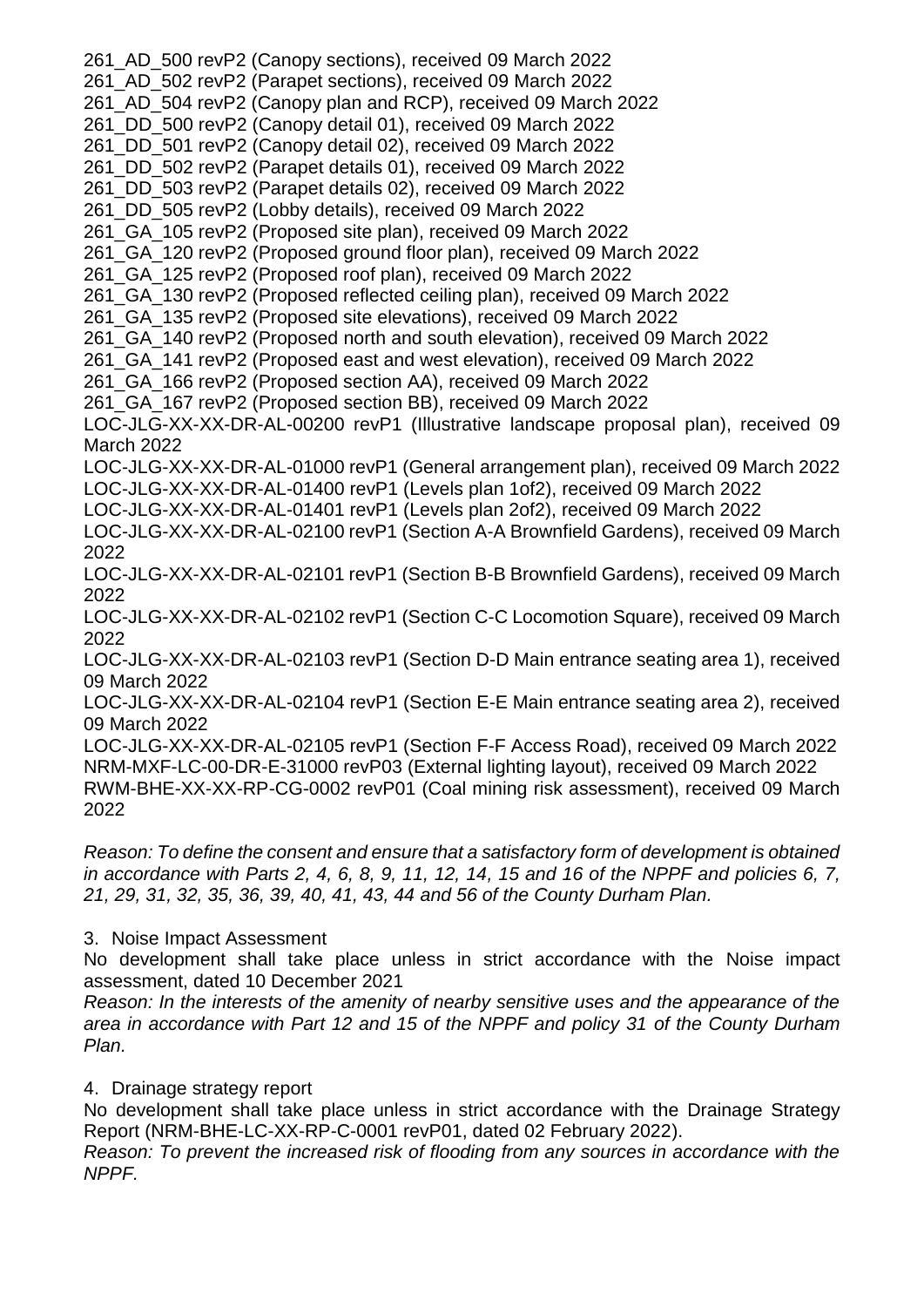261_AD_500 revP2 (Canopy sections), received 09 March 2022
261_AD_502 revP2 (Parapet sections), received 09 March 2022
261_AD_504 revP2 (Canopy plan and RCP), received 09 March 2022
261_DD_500 revP2 (Canopy detail 01), received 09 March 2022
261_DD_501 revP2 (Canopy detail 02), received 09 March 2022
261_DD_502 revP2 (Parapet details 01), received 09 March 2022
261_DD_503 revP2 (Parapet details 02), received 09 March 2022
261_DD_505 revP2 (Lobby details), received 09 March 2022
261_GA_105 revP2 (Proposed site plan), received 09 March 2022
261_GA_120 revP2 (Proposed ground floor plan), received 09 March 2022
261_GA_125 revP2 (Proposed roof plan), received 09 March 2022
261_GA_130 revP2 (Proposed reflected ceiling plan), received 09 March 2022
261_GA_135 revP2 (Proposed site elevations), received 09 March 2022
261_GA_140 revP2 (Proposed north and south elevation), received 09 March 2022
261_GA_141 revP2 (Proposed east and west elevation), received 09 March 2022
261_GA_166 revP2 (Proposed section AA), received 09 March 2022
261_GA_167 revP2 (Proposed section BB), received 09 March 2022
LOC-JLG-XX-XX-DR-AL-00200 revP1 (Illustrative landscape proposal plan), received 09 March 2022
LOC-JLG-XX-XX-DR-AL-01000 revP1 (General arrangement plan), received 09 March 2022
LOC-JLG-XX-XX-DR-AL-01400 revP1 (Levels plan 1of2), received 09 March 2022
LOC-JLG-XX-XX-DR-AL-01401 revP1 (Levels plan 2of2), received 09 March 2022
LOC-JLG-XX-XX-DR-AL-02100 revP1 (Section A-A Brownfield Gardens), received 09 March 2022
LOC-JLG-XX-XX-DR-AL-02101 revP1 (Section B-B Brownfield Gardens), received 09 March 2022
LOC-JLG-XX-XX-DR-AL-02102 revP1 (Section C-C Locomotion Square), received 09 March 2022
LOC-JLG-XX-XX-DR-AL-02103 revP1 (Section D-D Main entrance seating area 1), received 09 March 2022
LOC-JLG-XX-XX-DR-AL-02104 revP1 (Section E-E Main entrance seating area 2), received 09 March 2022
LOC-JLG-XX-XX-DR-AL-02105 revP1 (Section F-F Access Road), received 09 March 2022
NRM-MXF-LC-00-DR-E-31000 revP03 (External lighting layout), received 09 March 2022
RWM-BHE-XX-XX-RP-CG-0002 revP01 (Coal mining risk assessment), received 09 March 2022

*Reason: To define the consent and ensure that a satisfactory form of development is obtained in accordance with Parts 2, 4, 6, 8, 9, 11, 12, 14, 15 and 16 of the NPPF and policies 6, 7, 21, 29, 31, 32, 35, 36, 39, 40, 41, 43, 44 and 56 of the County Durham Plan.*

3. Noise Impact Assessment

No development shall take place unless in strict accordance with the Noise impact assessment, dated 10 December 2021

*Reason: In the interests of the amenity of nearby sensitive uses and the appearance of the area in accordance with Part 12 and 15 of the NPPF and policy 31 of the County Durham Plan.*

4. Drainage strategy report

No development shall take place unless in strict accordance with the Drainage Strategy Report (NRM-BHE-LC-XX-RP-C-0001 revP01, dated 02 February 2022).

*Reason: To prevent the increased risk of flooding from any sources in accordance with the NPPF.*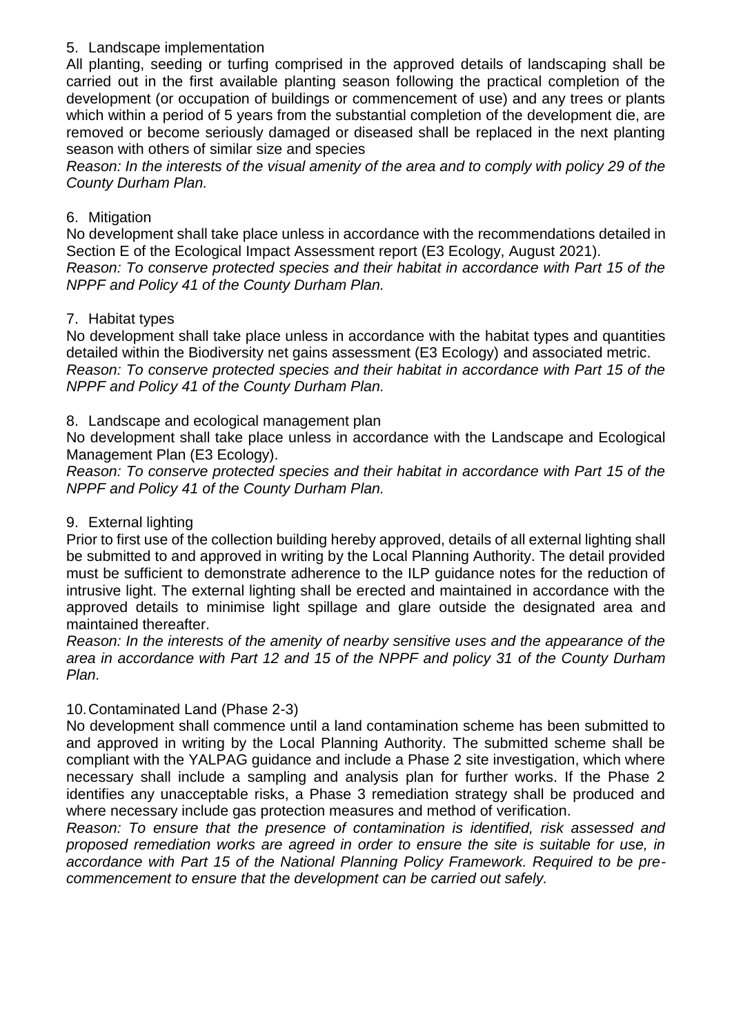5. Landscape implementation

All planting, seeding or turfing comprised in the approved details of landscaping shall be carried out in the first available planting season following the practical completion of the development (or occupation of buildings or commencement of use) and any trees or plants which within a period of 5 years from the substantial completion of the development die, are removed or become seriously damaged or diseased shall be replaced in the next planting season with others of similar size and species

*Reason: In the interests of the visual amenity of the area and to comply with policy 29 of the County Durham Plan.*

6. Mitigation

No development shall take place unless in accordance with the recommendations detailed in Section E of the Ecological Impact Assessment report (E3 Ecology, August 2021).

*Reason: To conserve protected species and their habitat in accordance with Part 15 of the NPPF and Policy 41 of the County Durham Plan.*

7. Habitat types

No development shall take place unless in accordance with the habitat types and quantities detailed within the Biodiversity net gains assessment (E3 Ecology) and associated metric.

*Reason: To conserve protected species and their habitat in accordance with Part 15 of the NPPF and Policy 41 of the County Durham Plan.*

8. Landscape and ecological management plan

No development shall take place unless in accordance with the Landscape and Ecological Management Plan (E3 Ecology).

*Reason: To conserve protected species and their habitat in accordance with Part 15 of the NPPF and Policy 41 of the County Durham Plan.*

9. External lighting

Prior to first use of the collection building hereby approved, details of all external lighting shall be submitted to and approved in writing by the Local Planning Authority. The detail provided must be sufficient to demonstrate adherence to the ILP guidance notes for the reduction of intrusive light. The external lighting shall be erected and maintained in accordance with the approved details to minimise light spillage and glare outside the designated area and maintained thereafter.

*Reason: In the interests of the amenity of nearby sensitive uses and the appearance of the area in accordance with Part 12 and 15 of the NPPF and policy 31 of the County Durham Plan.*

10. Contaminated Land (Phase 2-3)

No development shall commence until a land contamination scheme has been submitted to and approved in writing by the Local Planning Authority. The submitted scheme shall be compliant with the YALPAG guidance and include a Phase 2 site investigation, which where necessary shall include a sampling and analysis plan for further works. If the Phase 2 identifies any unacceptable risks, a Phase 3 remediation strategy shall be produced and where necessary include gas protection measures and method of verification.

*Reason: To ensure that the presence of contamination is identified, risk assessed and proposed remediation works are agreed in order to ensure the site is suitable for use, in accordance with Part 15 of the National Planning Policy Framework. Required to be pre-commencement to ensure that the development can be carried out safely.*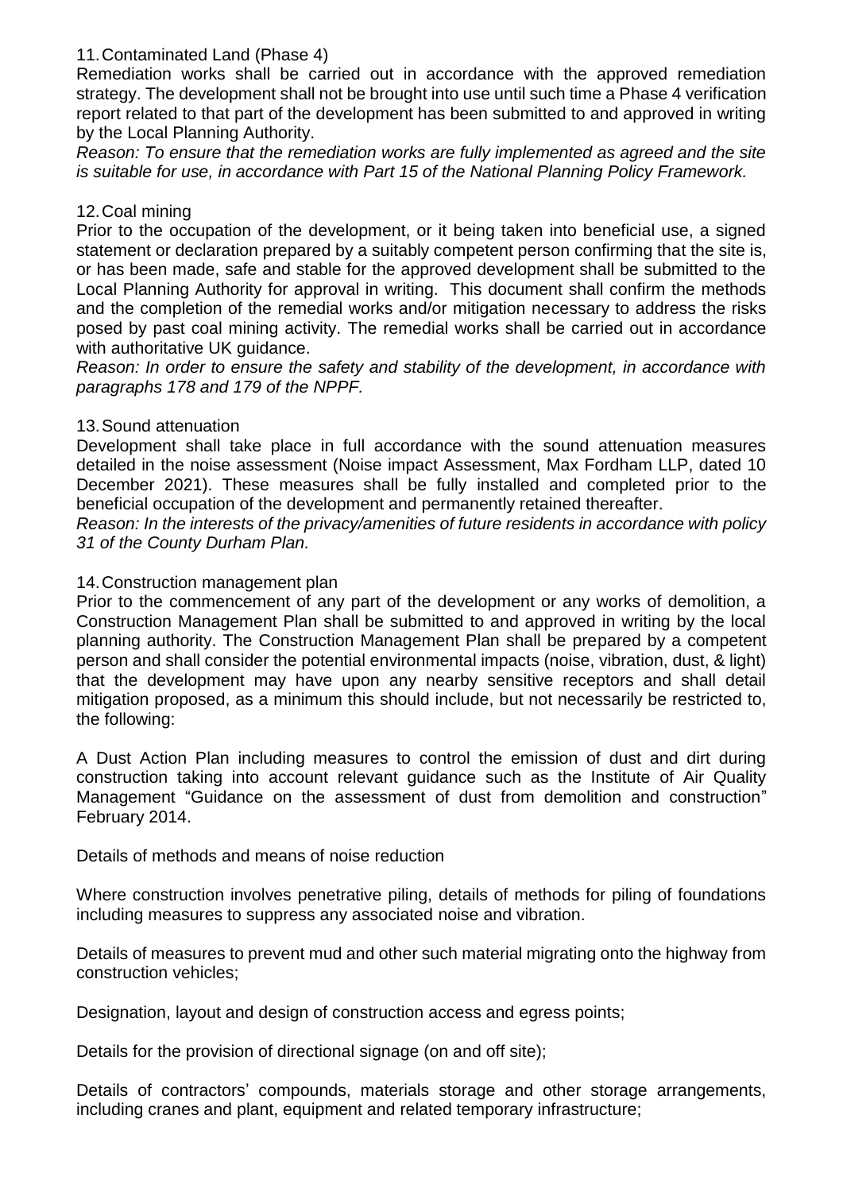11. Contaminated Land (Phase 4)

Remediation works shall be carried out in accordance with the approved remediation strategy. The development shall not be brought into use until such time a Phase 4 verification report related to that part of the development has been submitted to and approved in writing by the Local Planning Authority.

*Reason: To ensure that the remediation works are fully implemented as agreed and the site is suitable for use, in accordance with Part 15 of the National Planning Policy Framework.*

12. Coal mining

Prior to the occupation of the development, or it being taken into beneficial use, a signed statement or declaration prepared by a suitably competent person confirming that the site is, or has been made, safe and stable for the approved development shall be submitted to the Local Planning Authority for approval in writing. This document shall confirm the methods and the completion of the remedial works and/or mitigation necessary to address the risks posed by past coal mining activity. The remedial works shall be carried out in accordance with authoritative UK guidance.

*Reason: In order to ensure the safety and stability of the development, in accordance with paragraphs 178 and 179 of the NPPF.*

13. Sound attenuation

Development shall take place in full accordance with the sound attenuation measures detailed in the noise assessment (Noise impact Assessment, Max Fordham LLP, dated 10 December 2021). These measures shall be fully installed and completed prior to the beneficial occupation of the development and permanently retained thereafter.

*Reason: In the interests of the privacy/amenities of future residents in accordance with policy 31 of the County Durham Plan.*

14. Construction management plan

Prior to the commencement of any part of the development or any works of demolition, a Construction Management Plan shall be submitted to and approved in writing by the local planning authority. The Construction Management Plan shall be prepared by a competent person and shall consider the potential environmental impacts (noise, vibration, dust, & light) that the development may have upon any nearby sensitive receptors and shall detail mitigation proposed, as a minimum this should include, but not necessarily be restricted to, the following:

A Dust Action Plan including measures to control the emission of dust and dirt during construction taking into account relevant guidance such as the Institute of Air Quality Management "Guidance on the assessment of dust from demolition and construction" February 2014.

Details of methods and means of noise reduction

Where construction involves penetrative piling, details of methods for piling of foundations including measures to suppress any associated noise and vibration.

Details of measures to prevent mud and other such material migrating onto the highway from construction vehicles;

Designation, layout and design of construction access and egress points;

Details for the provision of directional signage (on and off site);

Details of contractors' compounds, materials storage and other storage arrangements, including cranes and plant, equipment and related temporary infrastructure;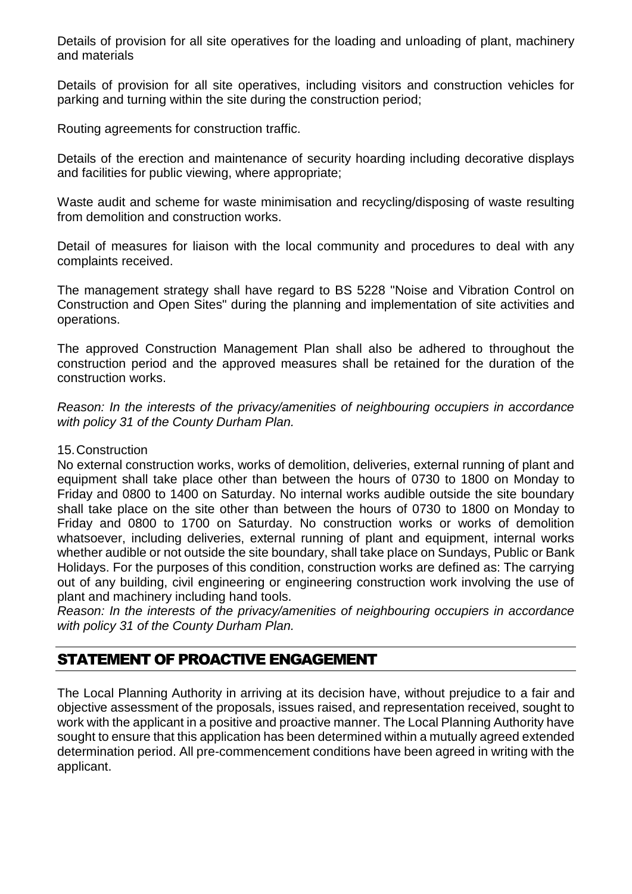Details of provision for all site operatives for the loading and unloading of plant, machinery and materials

Details of provision for all site operatives, including visitors and construction vehicles for parking and turning within the site during the construction period;

Routing agreements for construction traffic.

Details of the erection and maintenance of security hoarding including decorative displays and facilities for public viewing, where appropriate;

Waste audit and scheme for waste minimisation and recycling/disposing of waste resulting from demolition and construction works.

Detail of measures for liaison with the local community and procedures to deal with any complaints received.

The management strategy shall have regard to BS 5228 "Noise and Vibration Control on Construction and Open Sites" during the planning and implementation of site activities and operations.

The approved Construction Management Plan shall also be adhered to throughout the construction period and the approved measures shall be retained for the duration of the construction works.

*Reason: In the interests of the privacy/amenities of neighbouring occupiers in accordance with policy 31 of the County Durham Plan.*

15. Construction

No external construction works, works of demolition, deliveries, external running of plant and equipment shall take place other than between the hours of 0730 to 1800 on Monday to Friday and 0800 to 1400 on Saturday. No internal works audible outside the site boundary shall take place on the site other than between the hours of 0730 to 1800 on Monday to Friday and 0800 to 1700 on Saturday. No construction works or works of demolition whatsoever, including deliveries, external running of plant and equipment, internal works whether audible or not outside the site boundary, shall take place on Sundays, Public or Bank Holidays. For the purposes of this condition, construction works are defined as: The carrying out of any building, civil engineering or engineering construction work involving the use of plant and machinery including hand tools.

*Reason: In the interests of the privacy/amenities of neighbouring occupiers in accordance with policy 31 of the County Durham Plan.*

## STATEMENT OF PROACTIVE ENGAGEMENT

The Local Planning Authority in arriving at its decision have, without prejudice to a fair and objective assessment of the proposals, issues raised, and representation received, sought to work with the applicant in a positive and proactive manner. The Local Planning Authority have sought to ensure that this application has been determined within a mutually agreed extended determination period. All pre-commencement conditions have been agreed in writing with the applicant.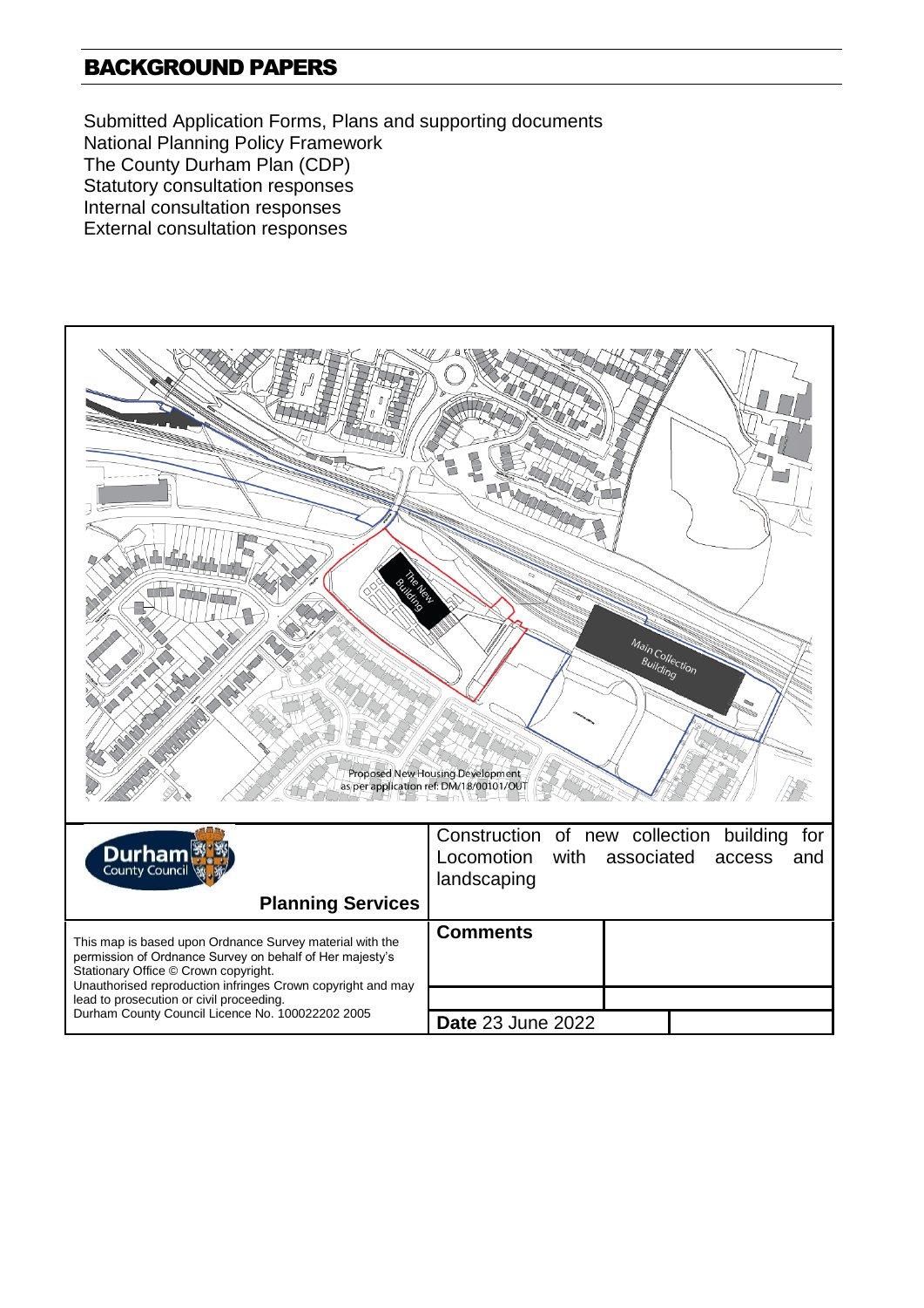## BACKGROUND PAPERS

Submitted Application Forms, Plans and supporting documents
National Planning Policy Framework
The County Durham Plan (CDP)
Statutory consultation responses
Internal consultation responses
External consultation responses

The New Building

Main Collection Building

Proposed New Housing Development
as per application ref: DM/18/00101/OUT

| | |
|---|---|
| Durham County Council<br>**Planning Services** | Construction of new collection building for Locomotion with associated access and landscaping |
| This map is based upon Ordnance Survey material with the permission of Ordnance Survey on behalf of Her majesty's Stationary Office © Crown copyright. Unauthorised reproduction infringes Crown copyright and may lead to prosecution or civil proceeding. Durham County Council Licence No. 100022202 2005 | **Comments**<br><br>**Date** 23 June 2022 |